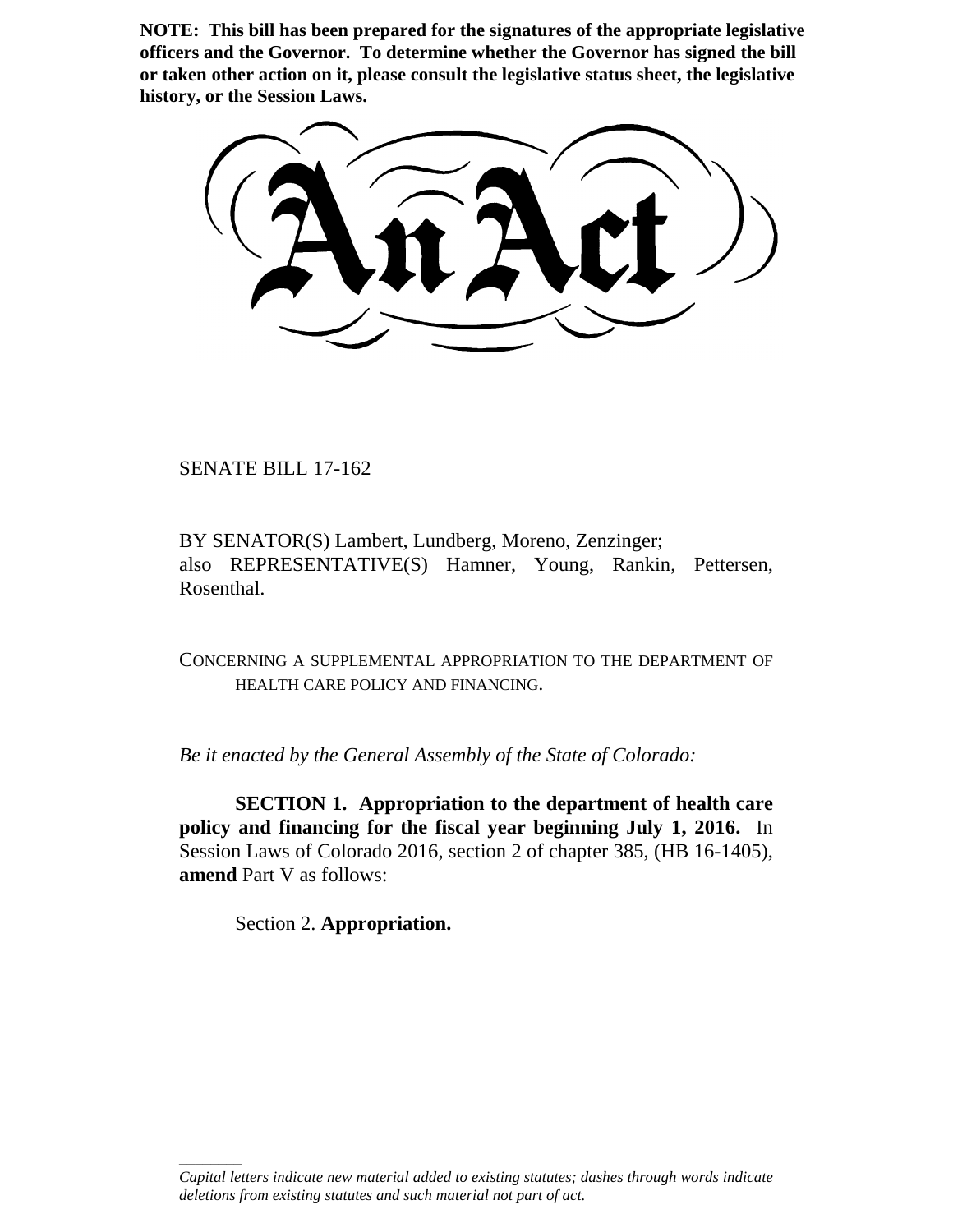**NOTE: This bill has been prepared for the signatures of the appropriate legislative officers and the Governor. To determine whether the Governor has signed the bill or taken other action on it, please consult the legislative status sheet, the legislative history, or the Session Laws.**

# An Act

SENATE BILL 17-162

BY SENATOR(S) Lambert, Lundberg, Moreno, Zenzinger;
also REPRESENTATIVE(S) Hamner, Young, Rankin, Pettersen, Rosenthal.

CONCERNING A SUPPLEMENTAL APPROPRIATION TO THE DEPARTMENT OF HEALTH CARE POLICY AND FINANCING.

*Be it enacted by the General Assembly of the State of Colorado:*

**SECTION 1. Appropriation to the department of health care policy and financing for the fiscal year beginning July 1, 2016.** In Session Laws of Colorado 2016, section 2 of chapter 385, (HB 16-1405), **amend** Part V as follows:

Section 2. **Appropriation.**

*Capital letters indicate new material added to existing statutes; dashes through words indicate deletions from existing statutes and such material not part of act.*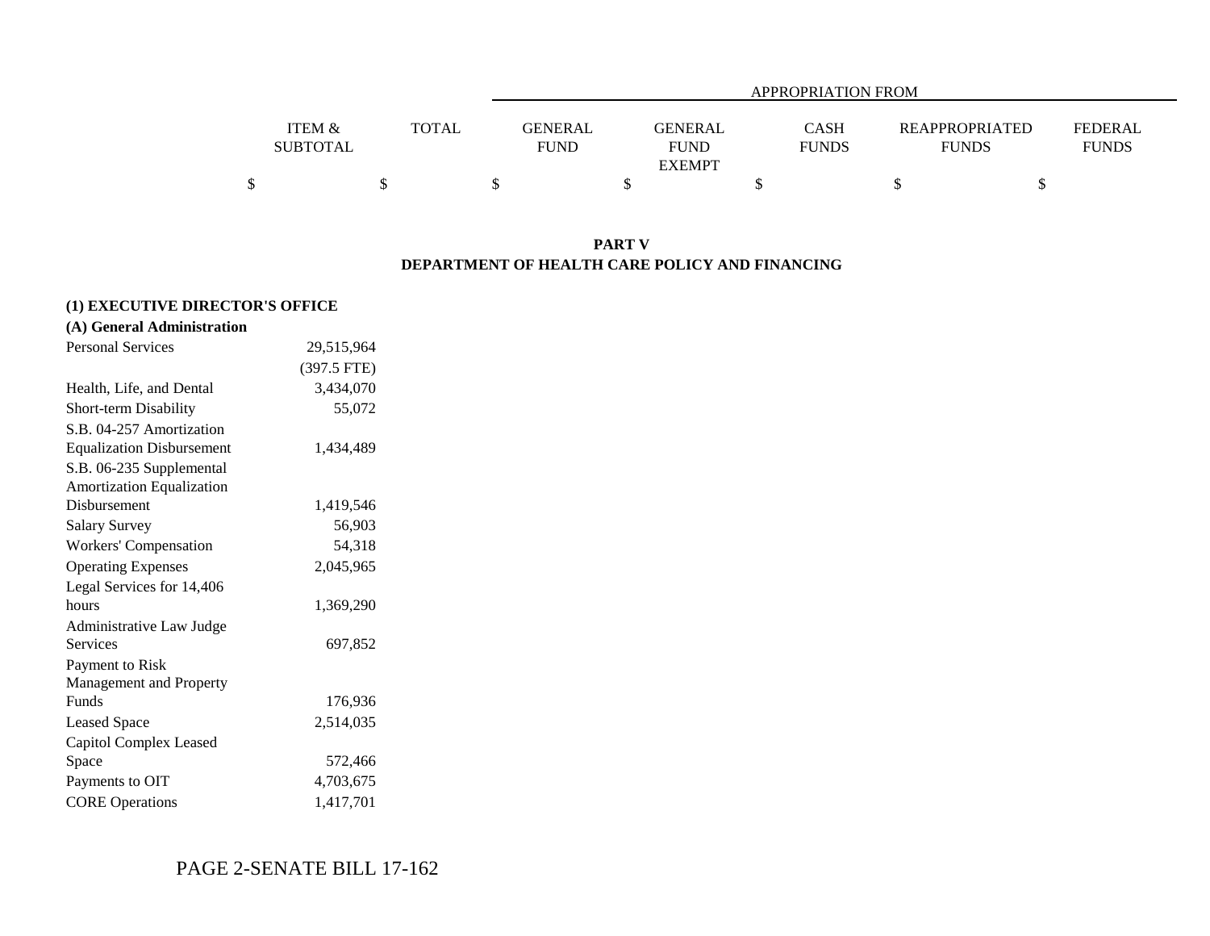|  | ITEM & SUBTOTAL | TOTAL | APPROPRIATION FROM GENERAL FUND | GENERAL FUND EXEMPT | CASH FUNDS | REAPPROPRIATED FUNDS | FEDERAL FUNDS |
|---|---|---|---|---|---|---|---|
|  | $ | $ | $ | $ | $ | $ | $ |

**PART V**
**DEPARTMENT OF HEALTH CARE POLICY AND FINANCING**

| | ITEM & SUBTOTAL | TOTAL | GENERAL FUND | GENERAL FUND EXEMPT | CASH FUNDS | REAPPROPRIATED FUNDS | FEDERAL FUNDS |
|---|---|---|---|---|---|---|---|
| **(1) EXECUTIVE DIRECTOR'S OFFICE** | | | | | | | |
| **(A) General Administration** | | | | | | | |
| Personal Services | 29,515,964 | | | | | | |
| | (397.5 FTE) | | | | | | |
| Health, Life, and Dental | 3,434,070 | | | | | | |
| Short-term Disability | 55,072 | | | | | | |
| S.B. 04-257 Amortization Equalization Disbursement | 1,434,489 | | | | | | |
| S.B. 06-235 Supplemental Amortization Equalization Disbursement | 1,419,546 | | | | | | |
| Salary Survey | 56,903 | | | | | | |
| Workers' Compensation | 54,318 | | | | | | |
| Operating Expenses | 2,045,965 | | | | | | |
| Legal Services for 14,406 hours | 1,369,290 | | | | | | |
| Administrative Law Judge Services | 697,852 | | | | | | |
| Payment to Risk Management and Property Funds | 176,936 | | | | | | |
| Leased Space | 2,514,035 | | | | | | |
| Capitol Complex Leased Space | 572,466 | | | | | | |
| Payments to OIT | 4,703,675 | | | | | | |
| CORE Operations | 1,417,701 | | | | | | |

PAGE 2-SENATE BILL 17-162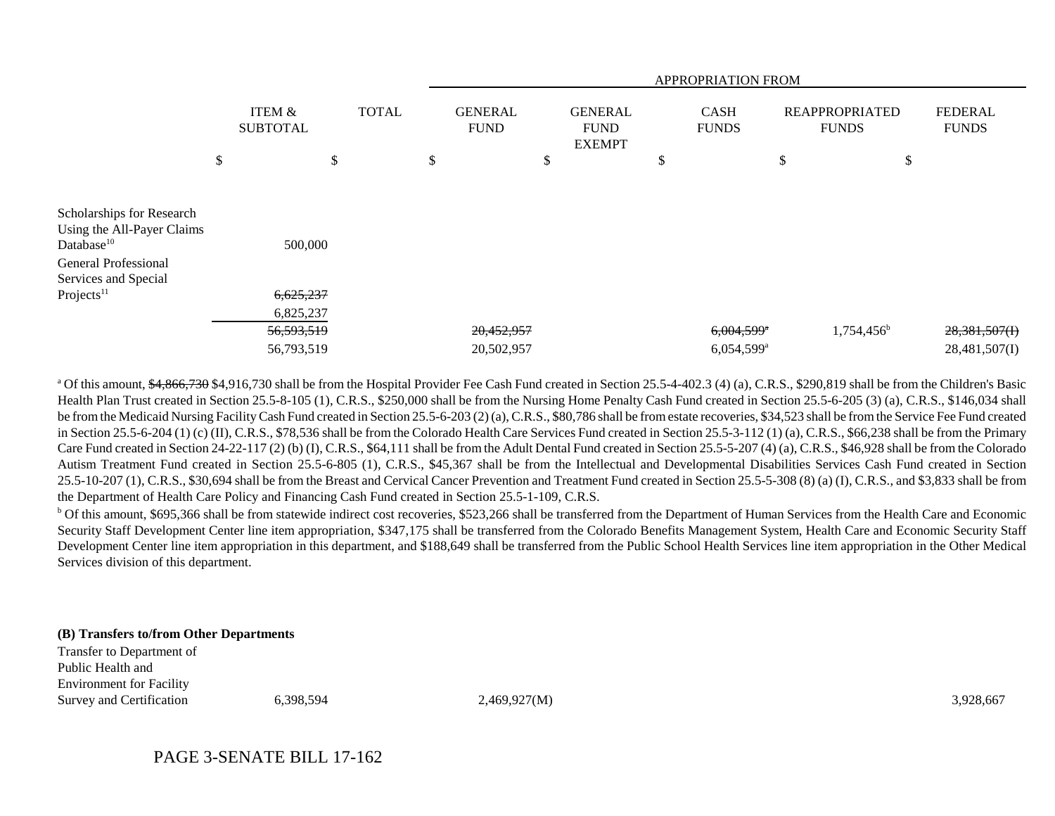| | ITEM & SUBTOTAL | TOTAL | GENERAL FUND | GENERAL FUND EXEMPT | CASH FUNDS | REAPPROPRIATED FUNDS | FEDERAL FUNDS |
|---|---|---|---|---|---|---|---|
| | | | APPROPRIATION FROM | | | | |
| | $ | $ | $ | $ | $ | $ | $ |
| Scholarships for Research Using the All-Payer Claims Database[10] | 500,000 | | | | | | |
| General Professional Services and Special Projects[11] | ~~6,625,237~~ | | | | | | |
| | 6,825,237 | | | | | | |
| | ~~56,593,519~~ | | ~~20,452,957~~ | | ~~6,004,599~~[a] | 1,754,456[b] | ~~28,381,507(I)~~ |
| | 56,793,519 | | 20,502,957 | | 6,054,599[a] | | 28,481,507(I) |

[a] Of this amount, ~~$4,866,730~~ $4,916,730 shall be from the Hospital Provider Fee Cash Fund created in Section 25.5-4-402.3 (4) (a), C.R.S., $290,819 shall be from the Children's Basic Health Plan Trust created in Section 25.5-8-105 (1), C.R.S., $250,000 shall be from the Nursing Home Penalty Cash Fund created in Section 25.5-6-205 (3) (a), C.R.S., $146,034 shall be from the Medicaid Nursing Facility Cash Fund created in Section 25.5-6-203 (2) (a), C.R.S., $80,786 shall be from estate recoveries, $34,523 shall be from the Service Fee Fund created in Section 25.5-6-204 (1) (c) (II), C.R.S., $78,536 shall be from the Colorado Health Care Services Fund created in Section 25.5-3-112 (1) (a), C.R.S., $66,238 shall be from the Primary Care Fund created in Section 24-22-117 (2) (b) (I), C.R.S., $64,111 shall be from the Adult Dental Fund created in Section 25.5-5-207 (4) (a), C.R.S., $46,928 shall be from the Colorado Autism Treatment Fund created in Section 25.5-6-805 (1), C.R.S., $45,367 shall be from the Intellectual and Developmental Disabilities Services Cash Fund created in Section 25.5-10-207 (1), C.R.S., $30,694 shall be from the Breast and Cervical Cancer Prevention and Treatment Fund created in Section 25.5-5-308 (8) (a) (I), C.R.S., and $3,833 shall be from the Department of Health Care Policy and Financing Cash Fund created in Section 25.5-1-109, C.R.S.

[b] Of this amount, $695,366 shall be from statewide indirect cost recoveries, $523,266 shall be transferred from the Department of Human Services from the Health Care and Economic Security Staff Development Center line item appropriation, $347,175 shall be transferred from the Colorado Benefits Management System, Health Care and Economic Security Staff Development Center line item appropriation in this department, and $188,649 shall be transferred from the Public School Health Services line item appropriation in the Other Medical Services division of this department.

**(B) Transfers to/from Other Departments**

| | ITEM & SUBTOTAL | TOTAL | GENERAL FUND | GENERAL FUND EXEMPT | CASH FUNDS | REAPPROPRIATED FUNDS | FEDERAL FUNDS |
|---|---|---|---|---|---|---|---|
| Transfer to Department of Public Health and Environment for Facility Survey and Certification | 6,398,594 | | 2,469,927(M) | | | | 3,928,667 |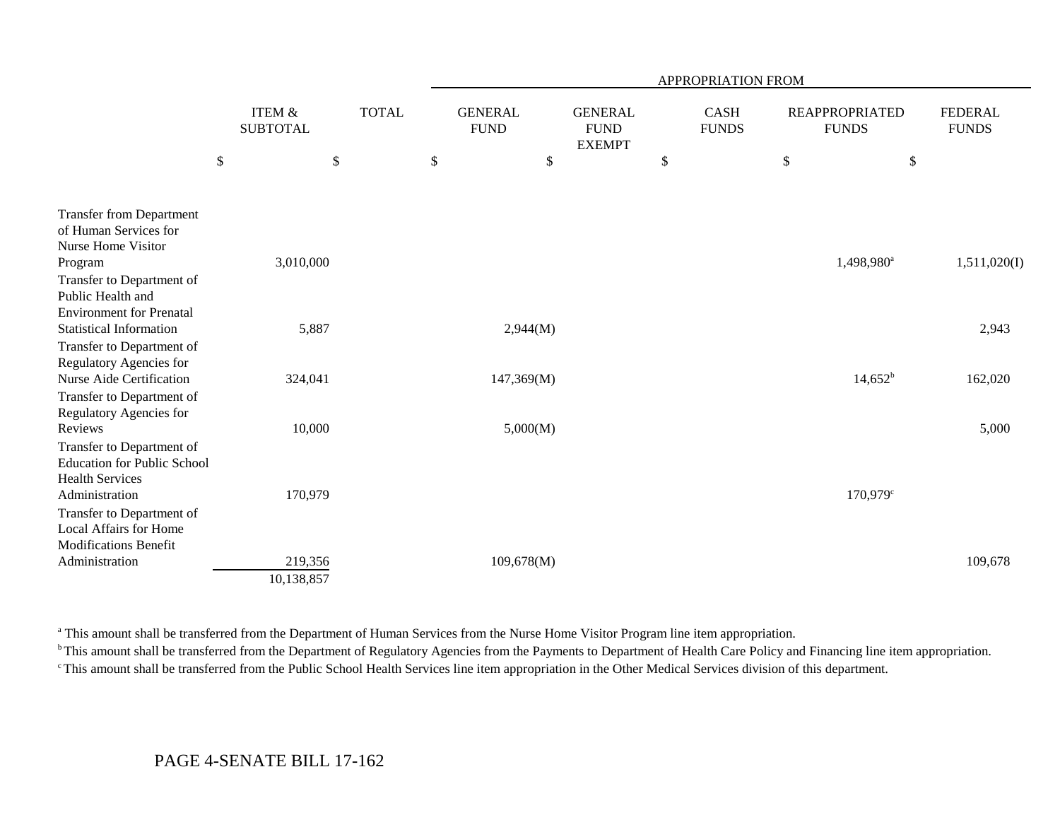| | ITEM & SUBTOTAL | TOTAL | APPROPRIATION FROM GENERAL FUND | GENERAL FUND EXEMPT | CASH FUNDS | REAPPROPRIATED FUNDS | FEDERAL FUNDS |
|---|---|---|---|---|---|---|---|
| | $ | $ | $ | $ | $ | $ | $ |
| Transfer from Department of Human Services for Nurse Home Visitor Program | 3,010,000 | | | | | 1,498,980[a] | 1,511,020(I) |
| Transfer to Department of Public Health and Environment for Prenatal Statistical Information | 5,887 | | 2,944(M) | | | | 2,943 |
| Transfer to Department of Regulatory Agencies for Nurse Aide Certification | 324,041 | | 147,369(M) | | | 14,652[b] | 162,020 |
| Transfer to Department of Regulatory Agencies for Reviews | 10,000 | | 5,000(M) | | | | 5,000 |
| Transfer to Department of Education for Public School Health Services Administration | 170,979 | | | | | 170,979[c] | |
| Transfer to Department of Local Affairs for Home Modifications Benefit Administration | 219,356 | | 109,678(M) | | | | 109,678 |
| | 10,138,857 | | | | | | |

[a] This amount shall be transferred from the Department of Human Services from the Nurse Home Visitor Program line item appropriation.

[b] This amount shall be transferred from the Department of Regulatory Agencies from the Payments to Department of Health Care Policy and Financing line item appropriation.

[c] This amount shall be transferred from the Public School Health Services line item appropriation in the Other Medical Services division of this department.

PAGE 4-SENATE BILL 17-162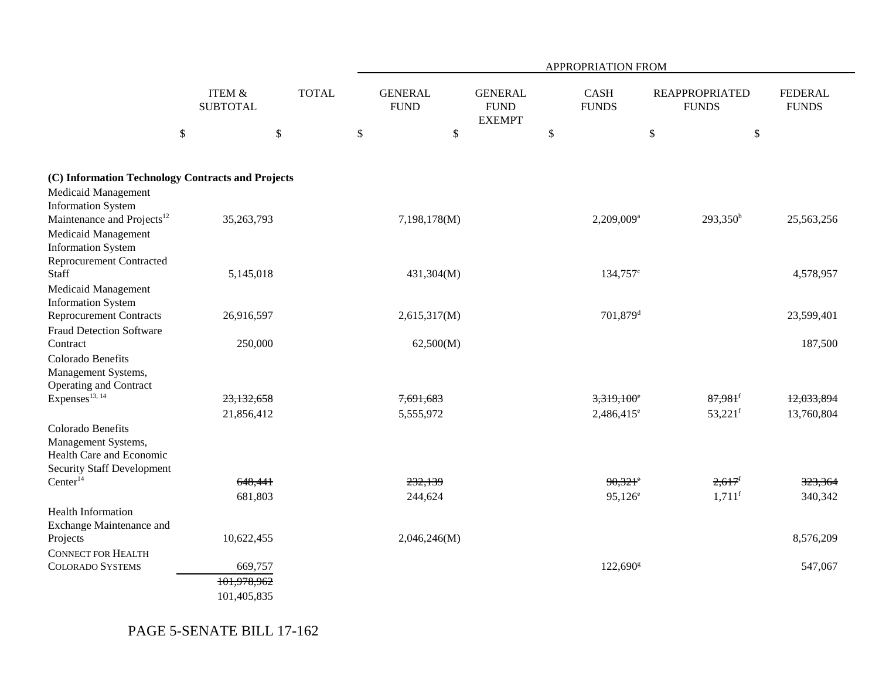| | ITEM & SUBTOTAL | TOTAL | APPROPRIATION FROM | | | | |
|---|---|---|---|---|---|---|---|
| | | | GENERAL FUND | GENERAL FUND EXEMPT | CASH FUNDS | REAPPROPRIATED FUNDS | FEDERAL FUNDS |
| | $ | $ | $ | $ | $ | $ | $ |
| **(C) Information Technology Contracts and Projects** | | | | | | | |
| Medicaid Management Information System Maintenance and Projects[12] | 35,263,793 | | 7,198,178(M) | | 2,209,009[a] | 293,350[b] | 25,563,256 |
| Medicaid Management Information System Reprocurement Contracted Staff | 5,145,018 | | 431,304(M) | | 134,757[c] | | 4,578,957 |
| Medicaid Management Information System Reprocurement Contracts | 26,916,597 | | 2,615,317(M) | | 701,879[d] | | 23,599,401 |
| Fraud Detection Software Contract | 250,000 | | 62,500(M) | | | | 187,500 |
| Colorado Benefits Management Systems, Operating and Contract Expenses[13, 14] | ~~23,132,658~~ | | ~~7,691,683~~ | | ~~3,319,100[e]~~ | ~~87,981[f]~~ | ~~12,033,894~~ |
| | 21,856,412 | | 5,555,972 | | 2,486,415[e] | 53,221[f] | 13,760,804 |
| Colorado Benefits Management Systems, Health Care and Economic Security Staff Development Center[14] | ~~648,441~~ | | ~~232,139~~ | | ~~90,321[e]~~ | ~~2,617[f]~~ | ~~323,364~~ |
| | 681,803 | | 244,624 | | 95,126[e] | 1,711[f] | 340,342 |
| Health Information Exchange Maintenance and Projects | 10,622,455 | | 2,046,246(M) | | | | 8,576,209 |
| CONNECT FOR HEALTH COLORADO SYSTEMS | 669,757 | | | | 122,690[g] | | 547,067 |
| | ~~101,978,962~~ | | | | | | |
| | 101,405,835 | | | | | | |

PAGE 5-SENATE BILL 17-162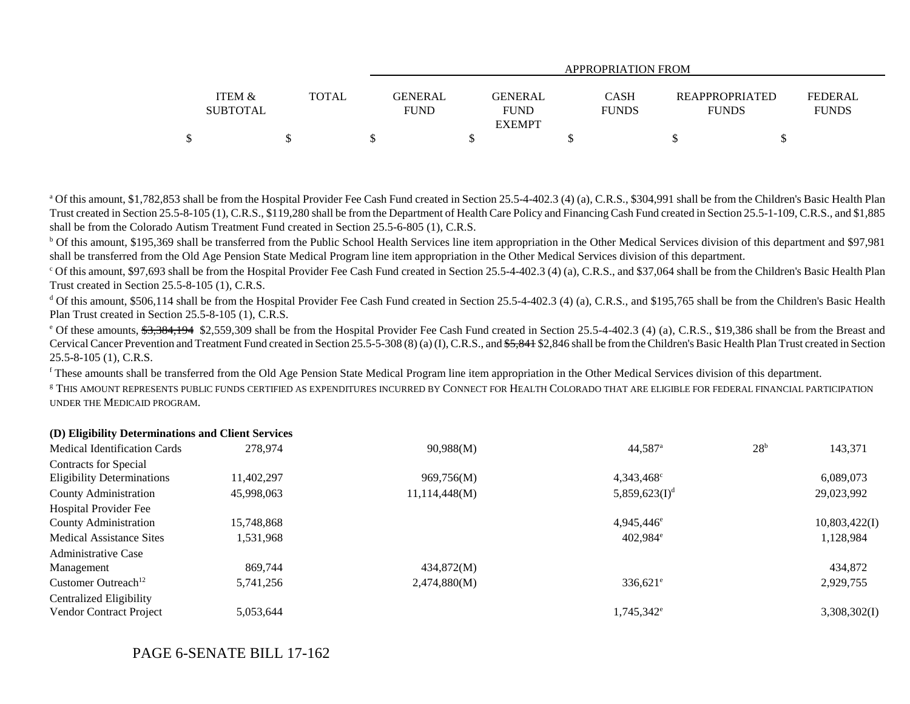| | ITEM & SUBTOTAL | TOTAL | GENERAL FUND | GENERAL FUND EXEMPT | CASH FUNDS | REAPPROPRIATED FUNDS | FEDERAL FUNDS |
|---|---|---|---|---|---|---|---|
| | | | APPROPRIATION FROM | | | | |
| | $ | $ | $ | $ | $ | $ | $ |

[a] Of this amount, $1,782,853 shall be from the Hospital Provider Fee Cash Fund created in Section 25.5-4-402.3 (4) (a), C.R.S., $304,991 shall be from the Children's Basic Health Plan Trust created in Section 25.5-8-105 (1), C.R.S., $119,280 shall be from the Department of Health Care Policy and Financing Cash Fund created in Section 25.5-1-109, C.R.S., and $1,885 shall be from the Colorado Autism Treatment Fund created in Section 25.5-6-805 (1), C.R.S.

[b] Of this amount, $195,369 shall be transferred from the Public School Health Services line item appropriation in the Other Medical Services division of this department and $97,981 shall be transferred from the Old Age Pension State Medical Program line item appropriation in the Other Medical Services division of this department.

[c] Of this amount, $97,693 shall be from the Hospital Provider Fee Cash Fund created in Section 25.5-4-402.3 (4) (a), C.R.S., and $37,064 shall be from the Children's Basic Health Plan Trust created in Section 25.5-8-105 (1), C.R.S.

[d] Of this amount, $506,114 shall be from the Hospital Provider Fee Cash Fund created in Section 25.5-4-402.3 (4) (a), C.R.S., and $195,765 shall be from the Children's Basic Health Plan Trust created in Section 25.5-8-105 (1), C.R.S.

[e] Of these amounts, ~~$3,384,194~~ $2,559,309 shall be from the Hospital Provider Fee Cash Fund created in Section 25.5-4-402.3 (4) (a), C.R.S., $19,386 shall be from the Breast and Cervical Cancer Prevention and Treatment Fund created in Section 25.5-5-308 (8) (a) (I), C.R.S., and ~~$5,841~~ $2,846 shall be from the Children's Basic Health Plan Trust created in Section 25.5-8-105 (1), C.R.S.

[f] These amounts shall be transferred from the Old Age Pension State Medical Program line item appropriation in the Other Medical Services division of this department.

[g] THIS AMOUNT REPRESENTS PUBLIC FUNDS CERTIFIED AS EXPENDITURES INCURRED BY CONNECT FOR HEALTH COLORADO THAT ARE ELIGIBLE FOR FEDERAL FINANCIAL PARTICIPATION UNDER THE MEDICAID PROGRAM.

**(D) Eligibility Determinations and Client Services**

| | ITEM & SUBTOTAL | TOTAL | GENERAL FUND | GENERAL FUND EXEMPT | CASH FUNDS | REAPPROPRIATED FUNDS | FEDERAL FUNDS |
|---|---|---|---|---|---|---|---|
| Medical Identification Cards | 278,974 | | 90,988(M) | | 44,587[a] | 28[b] | 143,371 |
| Contracts for Special Eligibility Determinations | 11,402,297 | | 969,756(M) | | 4,343,468[c] | | 6,089,073 |
| County Administration | 45,998,063 | | 11,114,448(M) | | 5,859,623(I)[d] | | 29,023,992 |
| Hospital Provider Fee County Administration | 15,748,868 | | | | 4,945,446[e] | | 10,803,422(I) |
| Medical Assistance Sites | 1,531,968 | | | | 402,984[e] | | 1,128,984 |
| Administrative Case Management | 869,744 | | 434,872(M) | | | | 434,872 |
| Customer Outreach[12] | 5,741,256 | | 2,474,880(M) | | 336,621[e] | | 2,929,755 |
| Centralized Eligibility Vendor Contract Project | 5,053,644 | | | | 1,745,342[e] | | 3,308,302(I) |

PAGE 6-SENATE BILL 17-162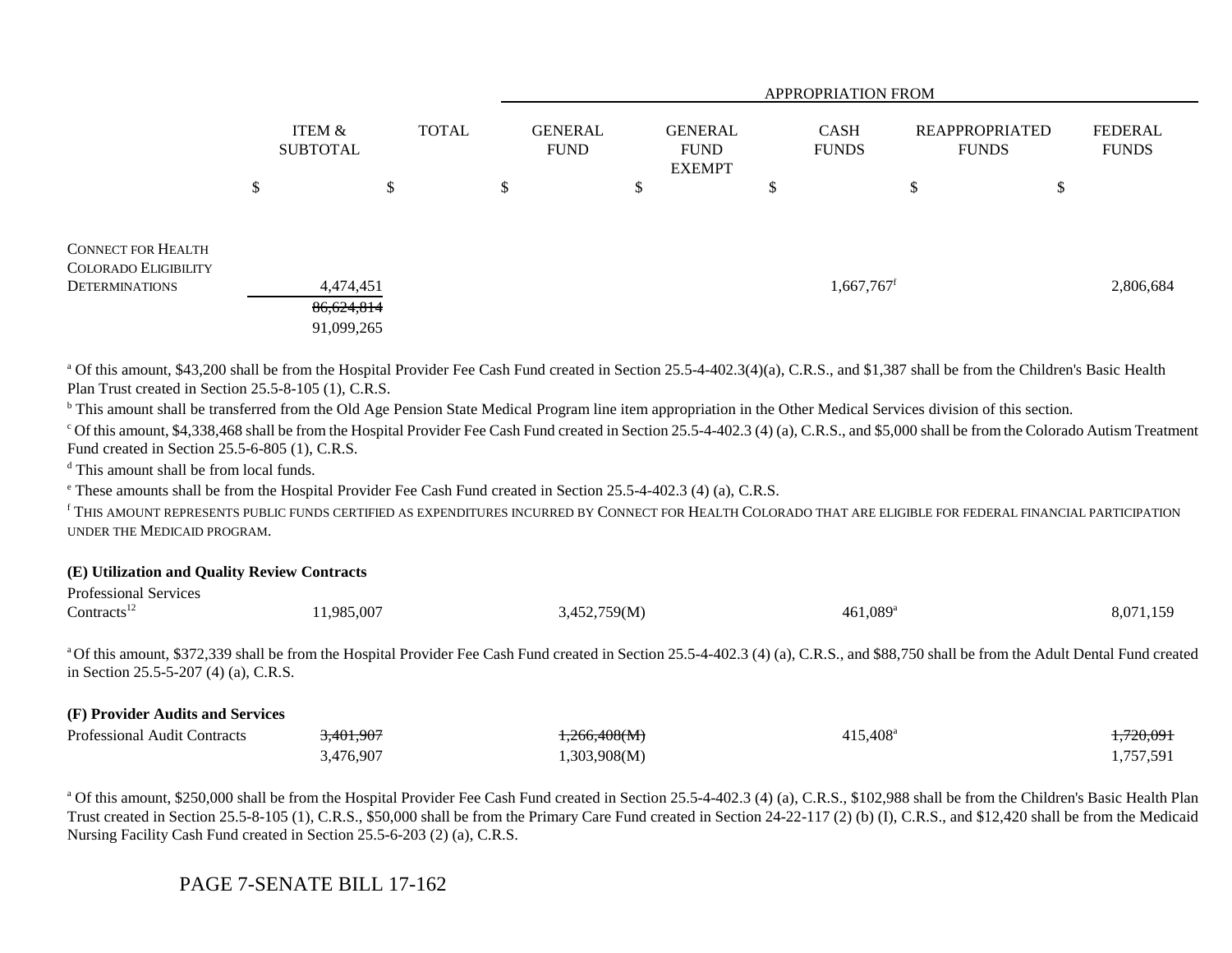| | ITEM & SUBTOTAL | TOTAL | GENERAL FUND | GENERAL FUND EXEMPT | CASH FUNDS | REAPPROPRIATED FUNDS | FEDERAL FUNDS |
|---|---|---|---|---|---|---|---|
| | | | APPROPRIATION FROM | | | | |
| | $ | $ | $ | $ | $ | $ | $ |
| CONNECT FOR HEALTH COLORADO ELIGIBILITY DETERMINATIONS | 4,474,451 | | | | 1,667,767[f] | | 2,806,684 |
| | ~~86,624,814~~ | | | | | | |
| | 91,099,265 | | | | | | |

[a] Of this amount, $43,200 shall be from the Hospital Provider Fee Cash Fund created in Section 25.5-4-402.3(4)(a), C.R.S., and $1,387 shall be from the Children's Basic Health Plan Trust created in Section 25.5-8-105 (1), C.R.S.

[b] This amount shall be transferred from the Old Age Pension State Medical Program line item appropriation in the Other Medical Services division of this section.

[c] Of this amount, $4,338,468 shall be from the Hospital Provider Fee Cash Fund created in Section 25.5-4-402.3 (4) (a), C.R.S., and $5,000 shall be from the Colorado Autism Treatment Fund created in Section 25.5-6-805 (1), C.R.S.

[d] This amount shall be from local funds.

[e] These amounts shall be from the Hospital Provider Fee Cash Fund created in Section 25.5-4-402.3 (4) (a), C.R.S.

[f] THIS AMOUNT REPRESENTS PUBLIC FUNDS CERTIFIED AS EXPENDITURES INCURRED BY CONNECT FOR HEALTH COLORADO THAT ARE ELIGIBLE FOR FEDERAL FINANCIAL PARTICIPATION UNDER THE MEDICAID PROGRAM.

**(E) Utilization and Quality Review Contracts**

| | ITEM & SUBTOTAL | TOTAL | GENERAL FUND | GENERAL FUND EXEMPT | CASH FUNDS | REAPPROPRIATED FUNDS | FEDERAL FUNDS |
|---|---|---|---|---|---|---|---|
| Professional Services Contracts[12] | 11,985,007 | | 3,452,759(M) | | 461,089[a] | | 8,071,159 |

[a] Of this amount, $372,339 shall be from the Hospital Provider Fee Cash Fund created in Section 25.5-4-402.3 (4) (a), C.R.S., and $88,750 shall be from the Adult Dental Fund created in Section 25.5-5-207 (4) (a), C.R.S.

**(F) Provider Audits and Services**

| | ITEM & SUBTOTAL | TOTAL | GENERAL FUND | GENERAL FUND EXEMPT | CASH FUNDS | REAPPROPRIATED FUNDS | FEDERAL FUNDS |
|---|---|---|---|---|---|---|---|
| Professional Audit Contracts | ~~3,401,907~~ | | ~~1,266,408(M)~~ | | 415,408[a] | | ~~1,720,091~~ |
| | 3,476,907 | | 1,303,908(M) | | | | 1,757,591 |

[a] Of this amount, $250,000 shall be from the Hospital Provider Fee Cash Fund created in Section 25.5-4-402.3 (4) (a), C.R.S., $102,988 shall be from the Children's Basic Health Plan Trust created in Section 25.5-8-105 (1), C.R.S., $50,000 shall be from the Primary Care Fund created in Section 24-22-117 (2) (b) (I), C.R.S., and $12,420 shall be from the Medicaid Nursing Facility Cash Fund created in Section 25.5-6-203 (2) (a), C.R.S.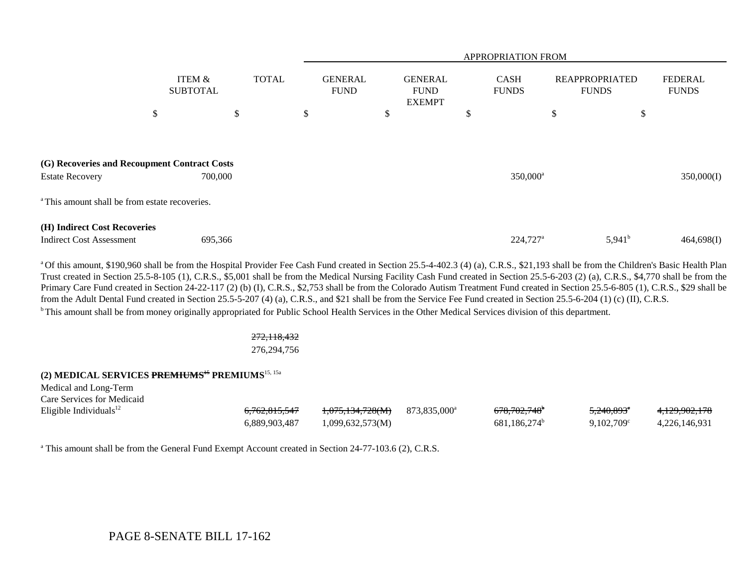| | ITEM & SUBTOTAL | TOTAL | APPROPRIATION FROM | | | | |
|---|---|---|---|---|---|---|---|
| | | | GENERAL FUND | GENERAL FUND EXEMPT | CASH FUNDS | REAPPROPRIATED FUNDS | FEDERAL FUNDS |
| | $ | $ | $ | $ | $ | $ | $ |
| **(G) Recoveries and Recoupment Contract Costs** | | | | | | | |
| Estate Recovery | 700,000 | | | | 350,000[a] | | 350,000(I) |

[a] This amount shall be from estate recoveries.

| | ITEM & SUBTOTAL | TOTAL | GENERAL FUND | GENERAL FUND EXEMPT | CASH FUNDS | REAPPROPRIATED FUNDS | FEDERAL FUNDS |
|---|---|---|---|---|---|---|---|
| **(H) Indirect Cost Recoveries** | | | | | | | |
| Indirect Cost Assessment | 695,366 | | | | 224,727[a] | 5,941[b] | 464,698(I) |

[a] Of this amount, $190,960 shall be from the Hospital Provider Fee Cash Fund created in Section 25.5-4-402.3 (4) (a), C.R.S., $21,193 shall be from the Children's Basic Health Plan Trust created in Section 25.5-8-105 (1), C.R.S., $5,001 shall be from the Medical Nursing Facility Cash Fund created in Section 25.5-6-203 (2) (a), C.R.S., $4,770 shall be from the Primary Care Fund created in Section 24-22-117 (2) (b) (I), C.R.S., $2,753 shall be from the Colorado Autism Treatment Fund created in Section 25.5-6-805 (1), C.R.S., $29 shall be from the Adult Dental Fund created in Section 25.5-5-207 (4) (a), C.R.S., and $21 shall be from the Service Fee Fund created in Section 25.5-6-204 (1) (c) (II), C.R.S.

[b] This amount shall be from money originally appropriated for Public School Health Services in the Other Medical Services division of this department.

| | ITEM & SUBTOTAL | TOTAL | GENERAL FUND | GENERAL FUND EXEMPT | CASH FUNDS | REAPPROPRIATED FUNDS | FEDERAL FUNDS |
|---|---|---|---|---|---|---|---|
| | | ~~272,118,432~~ | | | | | |
| | | 276,294,756 | | | | | |

**(2) MEDICAL SERVICES ~~PREMIUMS~~[15] PREMIUMS**[15, 15a]

| | ITEM & SUBTOTAL | TOTAL | GENERAL FUND | GENERAL FUND EXEMPT | CASH FUNDS | REAPPROPRIATED FUNDS | FEDERAL FUNDS |
|---|---|---|---|---|---|---|---|
| Medical and Long-Term Care Services for Medicaid Eligible Individuals[12] | | ~~6,762,815,547~~ | ~~1,075,134,728(M)~~ | 873,835,000[a] | ~~678,702,748~~[b] | ~~5,240,893~~[c] | ~~4,129,902,178~~ |
| | | 6,889,903,487 | 1,099,632,573(M) | | 681,186,274[b] | 9,102,709[c] | 4,226,146,931 |

[a] This amount shall be from the General Fund Exempt Account created in Section 24-77-103.6 (2), C.R.S.

PAGE 8-SENATE BILL 17-162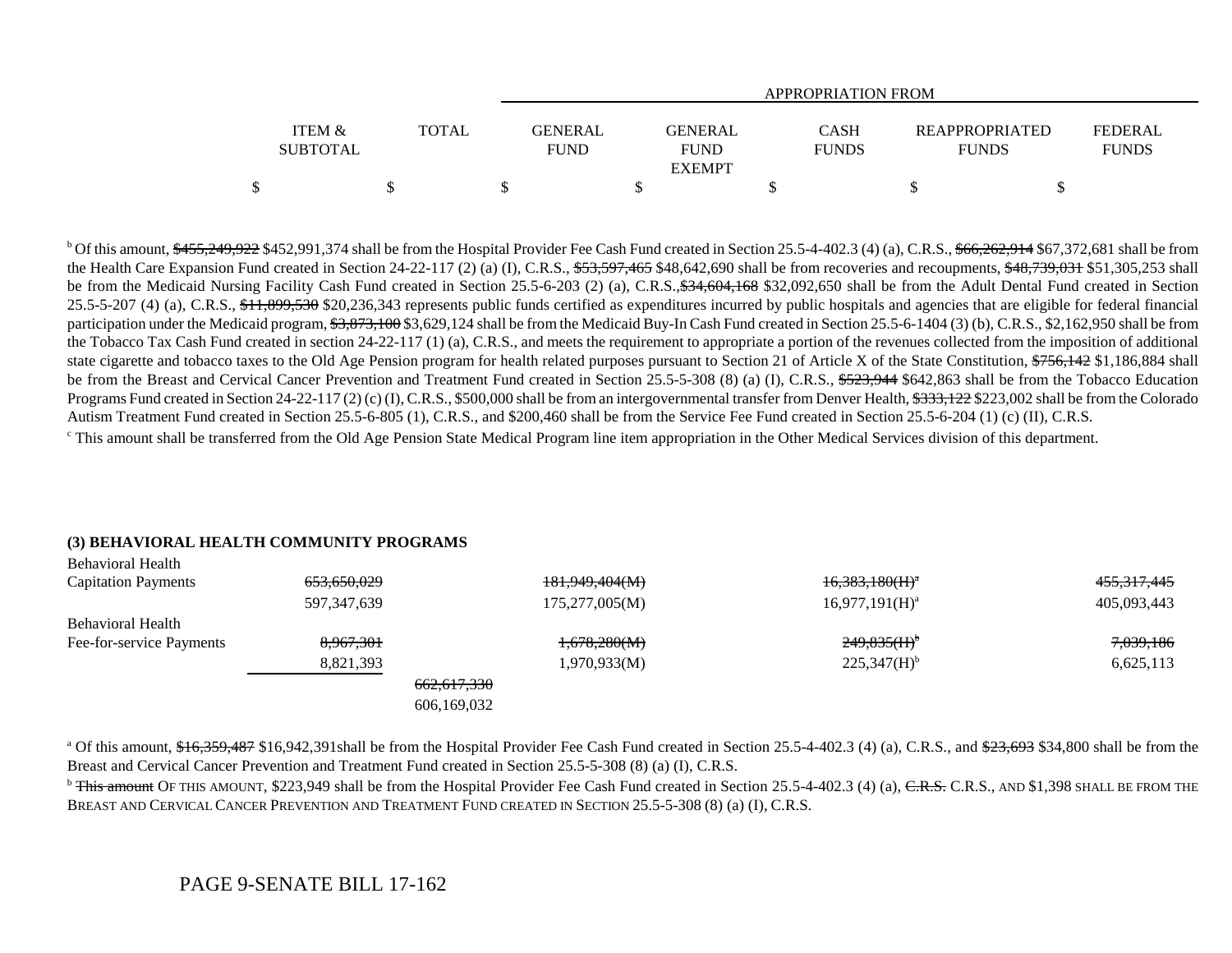| | ITEM & SUBTOTAL | TOTAL | GENERAL FUND | GENERAL FUND EXEMPT | CASH FUNDS | REAPPROPRIATED FUNDS | FEDERAL FUNDS |
|---|---|---|---|---|---|---|---|
| | | | APPROPRIATION FROM | | | | |
| | $ | $ | $ | $ | $ | $ | $ |

[b] Of this amount, ~~$455,249,922~~ $452,991,374 shall be from the Hospital Provider Fee Cash Fund created in Section 25.5-4-402.3 (4) (a), C.R.S., ~~$66,262,914~~ $67,372,681 shall be from the Health Care Expansion Fund created in Section 24-22-117 (2) (a) (I), C.R.S., ~~$53,597,465~~ $48,642,690 shall be from recoveries and recoupments, ~~$48,739,031~~ $51,305,253 shall be from the Medicaid Nursing Facility Cash Fund created in Section 25.5-6-203 (2) (a), C.R.S.,~~$34,604,168~~ $32,092,650 shall be from the Adult Dental Fund created in Section 25.5-5-207 (4) (a), C.R.S., ~~$11,899,530~~ $20,236,343 represents public funds certified as expenditures incurred by public hospitals and agencies that are eligible for federal financial participation under the Medicaid program, ~~$3,873,100~~ $3,629,124 shall be from the Medicaid Buy-In Cash Fund created in Section 25.5-6-1404 (3) (b), C.R.S., $2,162,950 shall be from the Tobacco Tax Cash Fund created in section 24-22-117 (1) (a), C.R.S., and meets the requirement to appropriate a portion of the revenues collected from the imposition of additional state cigarette and tobacco taxes to the Old Age Pension program for health related purposes pursuant to Section 21 of Article X of the State Constitution, ~~$756,142~~ $1,186,884 shall be from the Breast and Cervical Cancer Prevention and Treatment Fund created in Section 25.5-5-308 (8) (a) (I), C.R.S., ~~$523,944~~ $642,863 shall be from the Tobacco Education Programs Fund created in Section 24-22-117 (2) (c) (I), C.R.S., $500,000 shall be from an intergovernmental transfer from Denver Health, ~~$333,122~~ $223,002 shall be from the Colorado Autism Treatment Fund created in Section 25.5-6-805 (1), C.R.S., and $200,460 shall be from the Service Fee Fund created in Section 25.5-6-204 (1) (c) (II), C.R.S.

[c] This amount shall be transferred from the Old Age Pension State Medical Program line item appropriation in the Other Medical Services division of this department.

**(3) BEHAVIORAL HEALTH COMMUNITY PROGRAMS**

| | ITEM & SUBTOTAL | TOTAL | GENERAL FUND | GENERAL FUND EXEMPT | CASH FUNDS | REAPPROPRIATED FUNDS | FEDERAL FUNDS |
|---|---|---|---|---|---|---|---|
| Behavioral Health Capitation Payments | ~~653,650,029~~ | | ~~181,949,404(M)~~ | | ~~16,383,180(H)~~[a] | | ~~455,317,445~~ |
| | 597,347,639 | | 175,277,005(M) | | 16,977,191(H)[a] | | 405,093,443 |
| Behavioral Health Fee-for-service Payments | ~~8,967,301~~ | | ~~1,678,280(M)~~ | | ~~249,835(H)~~[b] | | ~~7,039,186~~ |
| | 8,821,393 | | 1,970,933(M) | | 225,347(H)[b] | | 6,625,113 |
| | | ~~662,617,330~~ | | | | | |
| | | 606,169,032 | | | | | |

[a] Of this amount, ~~$16,359,487~~ $16,942,391shall be from the Hospital Provider Fee Cash Fund created in Section 25.5-4-402.3 (4) (a), C.R.S., and ~~$23,693~~ $34,800 shall be from the Breast and Cervical Cancer Prevention and Treatment Fund created in Section 25.5-5-308 (8) (a) (I), C.R.S.

[b] ~~This amount~~ OF THIS AMOUNT, $223,949 shall be from the Hospital Provider Fee Cash Fund created in Section 25.5-4-402.3 (4) (a), ~~C.R.S.~~ C.R.S., AND $1,398 SHALL BE FROM THE BREAST AND CERVICAL CANCER PREVENTION AND TREATMENT FUND CREATED IN SECTION 25.5-5-308 (8) (a) (I), C.R.S.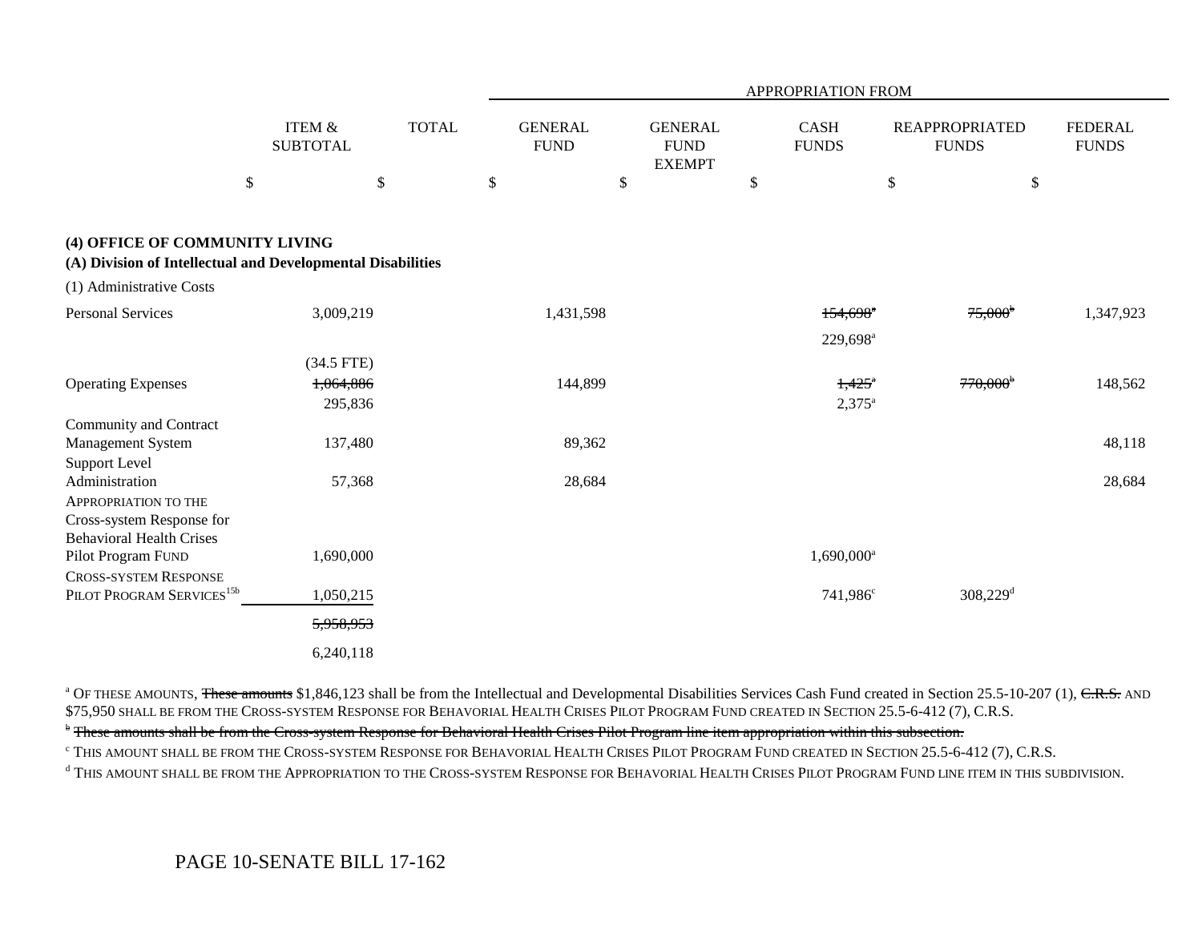| | ITEM & SUBTOTAL | TOTAL | APPROPRIATION FROM GENERAL FUND | GENERAL FUND EXEMPT | CASH FUNDS | REAPPROPRIATED FUNDS | FEDERAL FUNDS |
|---|---|---|---|---|---|---|---|
| | $ | $ | $ | $ | $ | $ | $ |

**(4) OFFICE OF COMMUNITY LIVING**

**(A) Division of Intellectual and Developmental Disabilities**

(1) Administrative Costs

| | ITEM & SUBTOTAL | TOTAL | GENERAL FUND | GENERAL FUND EXEMPT | CASH FUNDS | REAPPROPRIATED FUNDS | FEDERAL FUNDS |
|---|---|---|---|---|---|---|---|
| Personal Services | 3,009,219 | | 1,431,598 | | ~~154,698~~[a] 229,698[a] | ~~75,000~~[b] | 1,347,923 |
| | (34.5 FTE) | | | | | | |
| Operating Expenses | ~~1,064,886~~ 295,836 | | 144,899 | | ~~1,425~~[a] 2,375[a] | ~~770,000~~[b] | 148,562 |
| Community and Contract Management System | 137,480 | | 89,362 | | | | 48,118 |
| Support Level Administration | 57,368 | | 28,684 | | | | 28,684 |
| APPROPRIATION TO THE Cross-system Response for Behavioral Health Crises Pilot Program FUND | 1,690,000 | | | | 1,690,000[a] | | |
| CROSS-SYSTEM RESPONSE PILOT PROGRAM SERVICES[15b] | 1,050,215 | | | | 741,986[c] | 308,229[d] | |
| | ~~5,958,953~~ 6,240,118 | | | | | | |

[a] OF THESE AMOUNTS, ~~These amounts~~ $1,846,123 shall be from the Intellectual and Developmental Disabilities Services Cash Fund created in Section 25.5-10-207 (1), ~~C.R.S.~~ AND $75,950 SHALL BE FROM THE CROSS-SYSTEM RESPONSE FOR BEHAVORIAL HEALTH CRISES PILOT PROGRAM FUND CREATED IN SECTION 25.5-6-412 (7), C.R.S.

[b] ~~These amounts shall be from the Cross-system Response for Behavioral Health Crises Pilot Program line item appropriation within this subsection.~~

[c] THIS AMOUNT SHALL BE FROM THE CROSS-SYSTEM RESPONSE FOR BEHAVORIAL HEALTH CRISES PILOT PROGRAM FUND CREATED IN SECTION 25.5-6-412 (7), C.R.S.

[d] THIS AMOUNT SHALL BE FROM THE APPROPRIATION TO THE CROSS-SYSTEM RESPONSE FOR BEHAVORIAL HEALTH CRISES PILOT PROGRAM FUND LINE ITEM IN THIS SUBDIVISION.

PAGE 10-SENATE BILL 17-162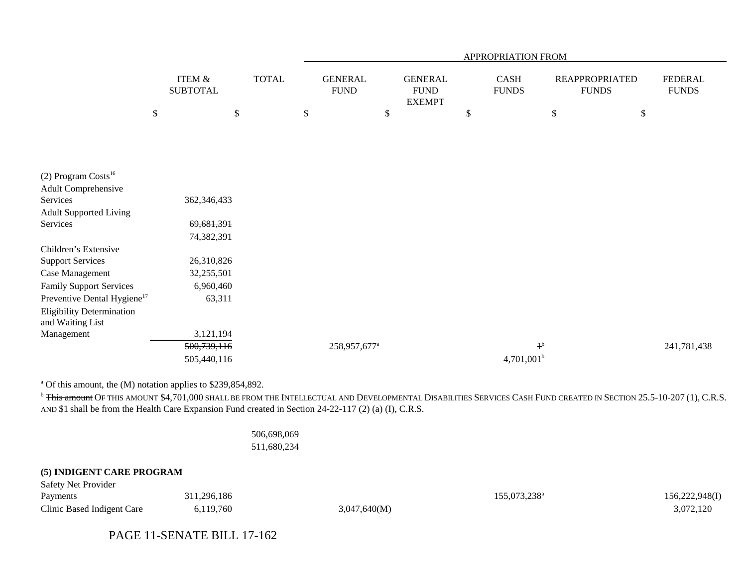| | ITEM & SUBTOTAL | TOTAL | APPROPRIATION FROM GENERAL FUND | GENERAL FUND EXEMPT | CASH FUNDS | REAPPROPRIATED FUNDS | FEDERAL FUNDS |
|---|---|---|---|---|---|---|---|
| | $ | $ | $ | $ | $ | $ | $ |
| (2) Program Costs[16] | | | | | | | |
| Adult Comprehensive Services | 362,346,433 | | | | | | |
| Adult Supported Living Services | ~~69,681,391~~ 74,382,391 | | | | | | |
| Children's Extensive Support Services | 26,310,826 | | | | | | |
| Case Management | 32,255,501 | | | | | | |
| Family Support Services | 6,960,460 | | | | | | |
| Preventive Dental Hygiene[17] | 63,311 | | | | | | |
| Eligibility Determination and Waiting List Management | 3,121,194 | | | | | | |
| | ~~500,739,116~~ 505,440,116 | | 258,957,677[a] | | ~~1[b]~~ 4,701,001[b] | | 241,781,438 |

[a] Of this amount, the (M) notation applies to $239,854,892.

[b] ~~This amount~~ OF THIS AMOUNT $4,701,000 SHALL BE FROM THE INTELLECTUAL AND DEVELOPMENTAL DISABILITIES SERVICES CASH FUND CREATED IN SECTION 25.5-10-207 (1), C.R.S. AND $1 shall be from the Health Care Expansion Fund created in Section 24-22-117 (2) (a) (I), C.R.S.

| | ITEM & SUBTOTAL | TOTAL | GENERAL FUND | GENERAL FUND EXEMPT | CASH FUNDS | REAPPROPRIATED FUNDS | FEDERAL FUNDS |
|---|---|---|---|---|---|---|---|
| | | ~~506,698,069~~ 511,680,234 | | | | | |
| **(5) INDIGENT CARE PROGRAM** | | | | | | | |
| Safety Net Provider Payments | 311,296,186 | | | | 155,073,238[a] | | 156,222,948(I) |
| Clinic Based Indigent Care | 6,119,760 | | 3,047,640(M) | | | | 3,072,120 |

PAGE 11-SENATE BILL 17-162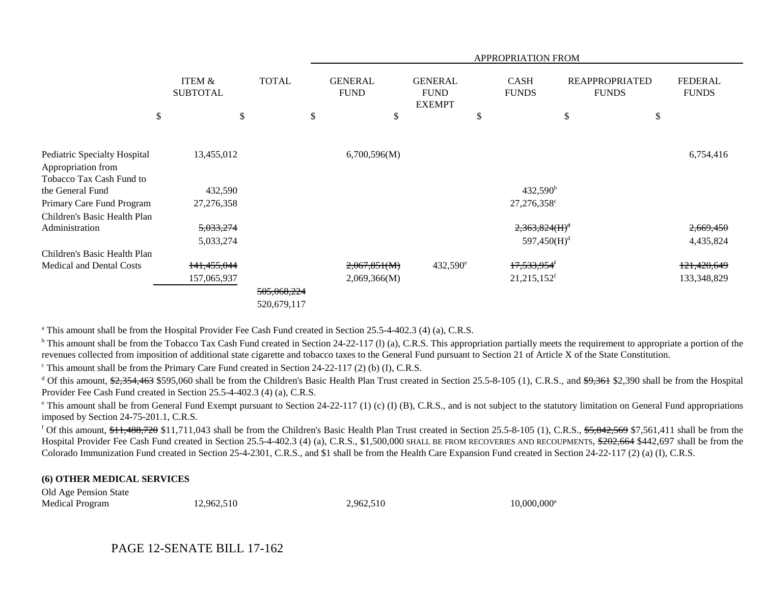| | ITEM & SUBTOTAL | TOTAL | APPROPRIATION FROM GENERAL FUND | GENERAL FUND EXEMPT | CASH FUNDS | REAPPROPRIATED FUNDS | FEDERAL FUNDS |
|---|---|---|---|---|---|---|---|
| | $ | $ | $ | $ | $ | $ | $ |
| Pediatric Specialty Hospital | 13,455,012 | | 6,700,596(M) | | | | 6,754,416 |
| Appropriation from Tobacco Tax Cash Fund to the General Fund | 432,590 | | | | 432,590[b] | | |
| Primary Care Fund Program | 27,276,358 | | | | 27,276,358[c] | | |
| Children's Basic Health Plan Administration | ~~5,033,274~~ | | | | ~~2,363,824(H)[d]~~ | | ~~2,669,450~~ |
| | 5,033,274 | | | | 597,450(H)[d] | | 4,435,824 |
| Children's Basic Health Plan Medical and Dental Costs | ~~141,455,044~~ | | ~~2,067,851(M)~~ | 432,590[e] | ~~17,533,954[f]~~ | | ~~121,420,649~~ |
| | 157,065,937 | | 2,069,366(M) | | 21,215,152[f] | | 133,348,829 |
| | | ~~505,068,224~~ | | | | | |
| | | 520,679,117 | | | | | |

[a] This amount shall be from the Hospital Provider Fee Cash Fund created in Section 25.5-4-402.3 (4) (a), C.R.S.

[b] This amount shall be from the Tobacco Tax Cash Fund created in Section 24-22-117 (l) (a), C.R.S. This appropriation partially meets the requirement to appropriate a portion of the revenues collected from imposition of additional state cigarette and tobacco taxes to the General Fund pursuant to Section 21 of Article X of the State Constitution.

[c] This amount shall be from the Primary Care Fund created in Section 24-22-117 (2) (b) (I), C.R.S.

[d] Of this amount, ~~$2,354,463~~ $595,060 shall be from the Children's Basic Health Plan Trust created in Section 25.5-8-105 (1), C.R.S., and ~~$9,361~~ $2,390 shall be from the Hospital Provider Fee Cash Fund created in Section 25.5-4-402.3 (4) (a), C.R.S.

[e] This amount shall be from General Fund Exempt pursuant to Section 24-22-117 (1) (c) (I) (B), C.R.S., and is not subject to the statutory limitation on General Fund appropriations imposed by Section 24-75-201.1, C.R.S.

[f] Of this amount, ~~$11,488,720~~ $11,711,043 shall be from the Children's Basic Health Plan Trust created in Section 25.5-8-105 (1), C.R.S., ~~$5,842,569~~ $7,561,411 shall be from the Hospital Provider Fee Cash Fund created in Section 25.5-4-402.3 (4) (a), C.R.S., $1,500,000 SHALL BE FROM RECOVERIES AND RECOUPMENTS, ~~$202,664~~ $442,697 shall be from the Colorado Immunization Fund created in Section 25-4-2301, C.R.S., and $1 shall be from the Health Care Expansion Fund created in Section 24-22-117 (2) (a) (I), C.R.S.

**(6) OTHER MEDICAL SERVICES**

| | ITEM & SUBTOTAL | TOTAL | GENERAL FUND | GENERAL FUND EXEMPT | CASH FUNDS | REAPPROPRIATED FUNDS | FEDERAL FUNDS |
|---|---|---|---|---|---|---|---|
| Old Age Pension State Medical Program | 12,962,510 | | 2,962,510 | | 10,000,000[a] | | |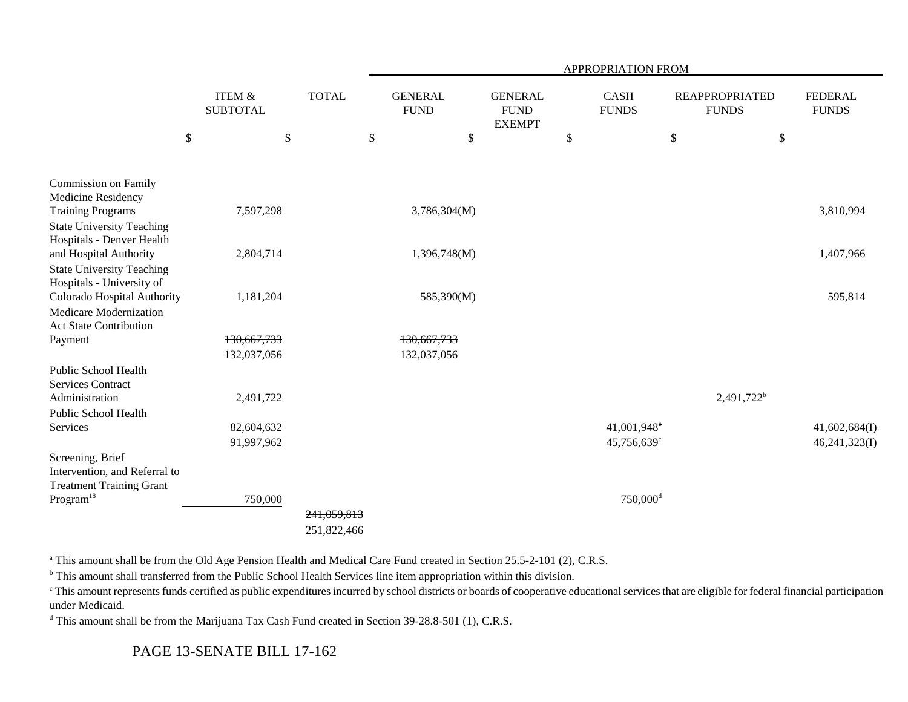| | ITEM & SUBTOTAL | TOTAL | APPROPRIATION FROM | | | | |
|---|---|---|---|---|---|---|---|
| | | | GENERAL FUND | GENERAL FUND EXEMPT | CASH FUNDS | REAPPROPRIATED FUNDS | FEDERAL FUNDS |
| | $ | $ | $ | $ | $ | $ | $ |
| Commission on Family Medicine Residency Training Programs | 7,597,298 | | 3,786,304(M) | | | | 3,810,994 |
| State University Teaching Hospitals - Denver Health and Hospital Authority | 2,804,714 | | 1,396,748(M) | | | | 1,407,966 |
| State University Teaching Hospitals - University of Colorado Hospital Authority | 1,181,204 | | 585,390(M) | | | | 595,814 |
| Medicare Modernization Act State Contribution Payment | ~~130,667,733~~ 132,037,056 | | ~~130,667,733~~ 132,037,056 | | | | |
| Public School Health Services Contract Administration | 2,491,722 | | | | | 2,491,722[b] | |
| Public School Health Services | ~~82,604,632~~ 91,997,962 | | | | ~~41,001,948~~[c] 45,756,639[c] | | ~~41,602,684(I)~~ 46,241,323(I) |
| Screening, Brief Intervention, and Referral to Treatment Training Grant Program[18] | 750,000 | | | | 750,000[d] | | |
| | | ~~241,059,813~~ 251,822,466 | | | | | |

[a] This amount shall be from the Old Age Pension Health and Medical Care Fund created in Section 25.5-2-101 (2), C.R.S.

[b] This amount shall transferred from the Public School Health Services line item appropriation within this division.

[c] This amount represents funds certified as public expenditures incurred by school districts or boards of cooperative educational services that are eligible for federal financial participation under Medicaid.

[d] This amount shall be from the Marijuana Tax Cash Fund created in Section 39-28.8-501 (1), C.R.S.

PAGE 13-SENATE BILL 17-162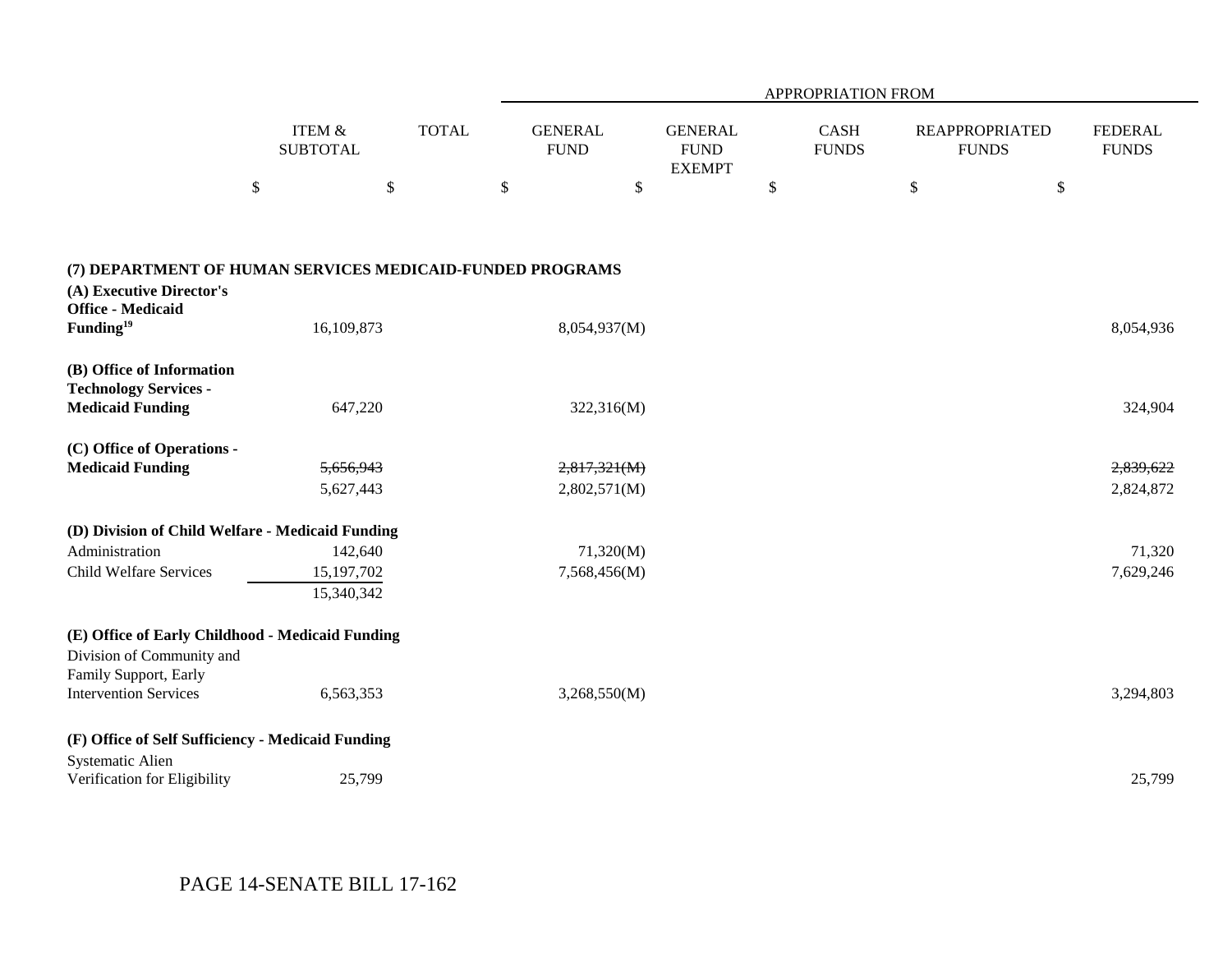| | ITEM & SUBTOTAL | TOTAL | APPROPRIATION FROM GENERAL FUND | GENERAL FUND EXEMPT | CASH FUNDS | REAPPROPRIATED FUNDS | FEDERAL FUNDS |
|---|---|---|---|---|---|---|---|
| | $ | $ | $ | $ | $ | $ | $ |
| **(7) DEPARTMENT OF HUMAN SERVICES MEDICAID-FUNDED PROGRAMS** | | | | | | | |
| **(A) Executive Director's Office - Medicaid Funding**[19] | 16,109,873 | | 8,054,937(M) | | | | 8,054,936 |
| **(B) Office of Information Technology Services - Medicaid Funding** | 647,220 | | 322,316(M) | | | | 324,904 |
| **(C) Office of Operations - Medicaid Funding** | ~~5,656,943~~ | | ~~2,817,321(M)~~ | | | | ~~2,839,622~~ |
| | 5,627,443 | | 2,802,571(M) | | | | 2,824,872 |
| **(D) Division of Child Welfare - Medicaid Funding** | | | | | | | |
| Administration | 142,640 | | 71,320(M) | | | | 71,320 |
| Child Welfare Services | 15,197,702 | | 7,568,456(M) | | | | 7,629,246 |
| | 15,340,342 | | | | | | |
| **(E) Office of Early Childhood - Medicaid Funding** | | | | | | | |
| Division of Community and Family Support, Early Intervention Services | 6,563,353 | | 3,268,550(M) | | | | 3,294,803 |
| **(F) Office of Self Sufficiency - Medicaid Funding** | | | | | | | |
| Systematic Alien Verification for Eligibility | 25,799 | | | | | | 25,799 |

PAGE 14-SENATE BILL 17-162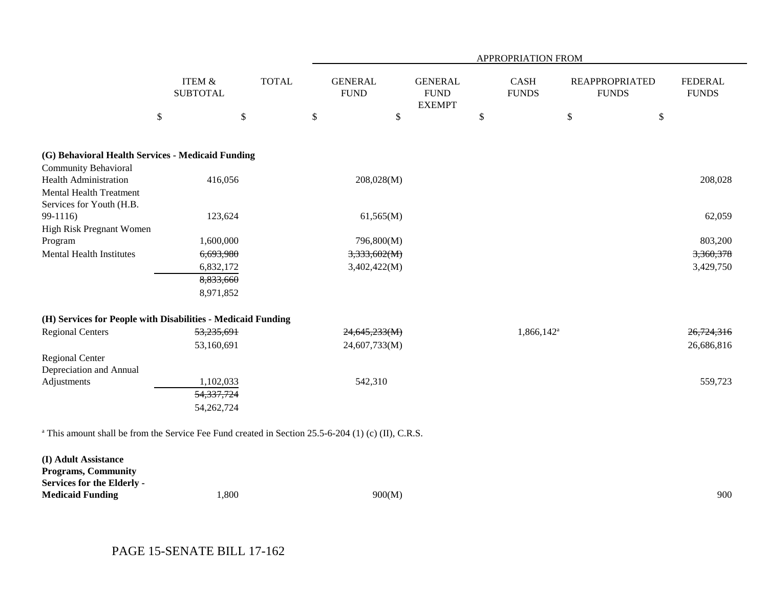| | ITEM & SUBTOTAL | TOTAL | APPROPRIATION FROM GENERAL FUND | GENERAL FUND EXEMPT | CASH FUNDS | REAPPROPRIATED FUNDS | FEDERAL FUNDS |
|---|---|---|---|---|---|---|---|
| | $ | $ | $ | $ | $ | $ | $ |
| **(G) Behavioral Health Services - Medicaid Funding** | | | | | | | |
| Community Behavioral Health Administration | 416,056 | | 208,028(M) | | | | 208,028 |
| Mental Health Treatment Services for Youth (H.B. 99-1116) | 123,624 | | 61,565(M) | | | | 62,059 |
| High Risk Pregnant Women Program | 1,600,000 | | 796,800(M) | | | | 803,200 |
| Mental Health Institutes | ~~6,693,980~~ | | ~~3,333,602(M)~~ | | | | ~~3,360,378~~ |
| | 6,832,172 | | 3,402,422(M) | | | | 3,429,750 |
| | ~~8,833,660~~ | | | | | | |
| | 8,971,852 | | | | | | |
| **(H) Services for People with Disabilities - Medicaid Funding** | | | | | | | |
| Regional Centers | ~~53,235,691~~ | | ~~24,645,233(M)~~ | | 1,866,142[a] | | ~~26,724,316~~ |
| | 53,160,691 | | 24,607,733(M) | | | | 26,686,816 |
| Regional Center Depreciation and Annual Adjustments | 1,102,033 | | 542,310 | | | | 559,723 |
| | ~~54,337,724~~ | | | | | | |
| | 54,262,724 | | | | | | |

[a] This amount shall be from the Service Fee Fund created in Section 25.5-6-204 (1) (c) (II), C.R.S.

| | ITEM & SUBTOTAL | TOTAL | GENERAL FUND | GENERAL FUND EXEMPT | CASH FUNDS | REAPPROPRIATED FUNDS | FEDERAL FUNDS |
|---|---|---|---|---|---|---|---|
| **(I) Adult Assistance Programs, Community Services for the Elderly - Medicaid Funding** | 1,800 | | 900(M) | | | | 900 |

PAGE 15-SENATE BILL 17-162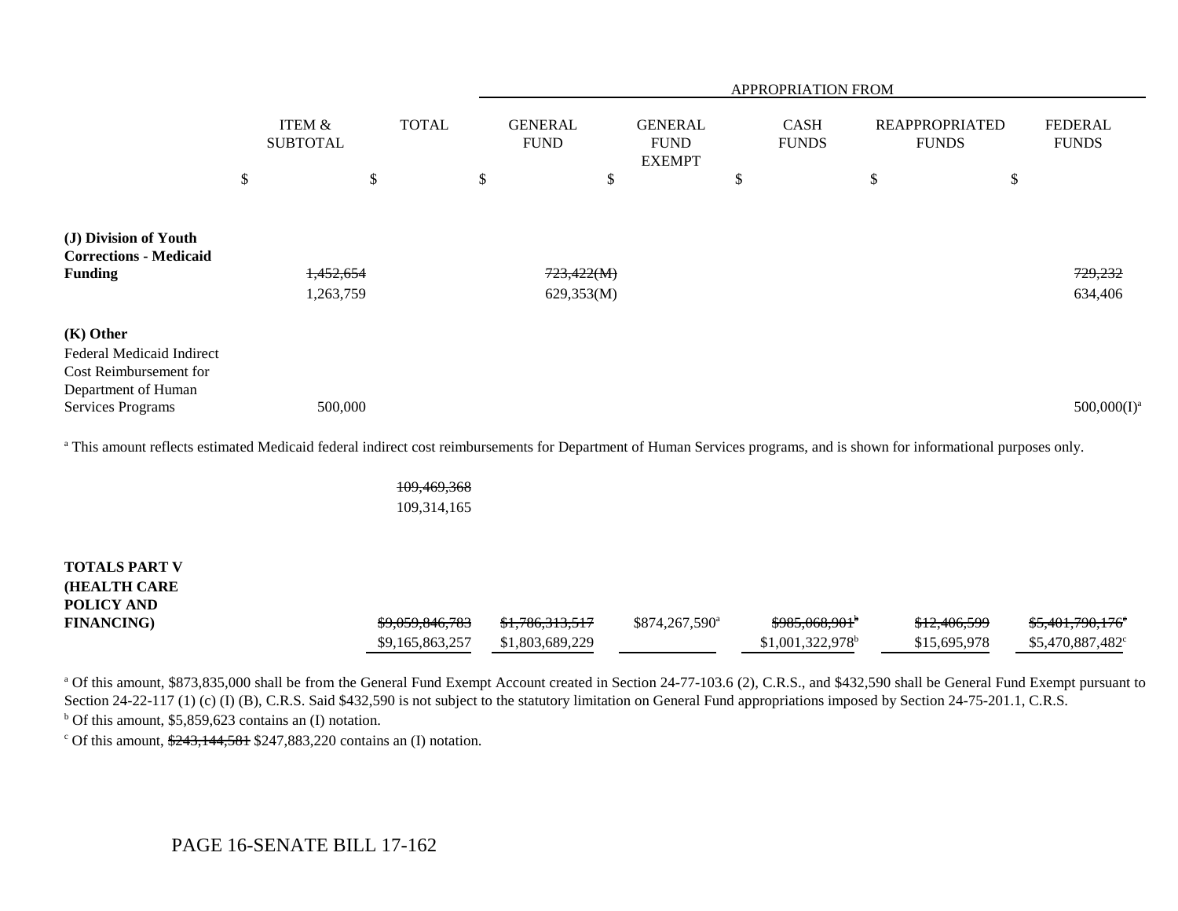| | ITEM & SUBTOTAL | TOTAL | GENERAL FUND | GENERAL FUND EXEMPT | CASH FUNDS | REAPPROPRIATED FUNDS | FEDERAL FUNDS |
|---|---|---|---|---|---|---|---|
| | | | APPROPRIATION FROM | | | | |
| | $ | $ | $ | $ | $ | $ | $ |
| **(J) Division of Youth Corrections - Medicaid Funding** | ~~1,452,654~~ 1,263,759 | | ~~723,422(M)~~ 629,353(M) | | | | ~~729,232~~ 634,406 |
| **(K) Other** | | | | | | | |
| Federal Medicaid Indirect Cost Reimbursement for Department of Human Services Programs | 500,000 | | | | | | 500,000(I)[a] |

[a] This amount reflects estimated Medicaid federal indirect cost reimbursements for Department of Human Services programs, and is shown for informational purposes only.

| | ITEM & SUBTOTAL | TOTAL | GENERAL FUND | GENERAL FUND EXEMPT | CASH FUNDS | REAPPROPRIATED FUNDS | FEDERAL FUNDS |
|---|---|---|---|---|---|---|---|
| | | ~~109,469,368~~ 109,314,165 | | | | | |
| **TOTALS PART V (HEALTH CARE POLICY AND FINANCING)** | | ~~$9,059,846,783~~ $9,165,863,257 | ~~$1,786,313,517~~ $1,803,689,229 | $874,267,590[a] | ~~$985,068,901[b]~~ $1,001,322,978[b] | ~~$12,406,599~~ $15,695,978 | ~~$5,401,790,176[c]~~ $5,470,887,482[c] |

[a] Of this amount, $873,835,000 shall be from the General Fund Exempt Account created in Section 24-77-103.6 (2), C.R.S., and $432,590 shall be General Fund Exempt pursuant to Section 24-22-117 (1) (c) (I) (B), C.R.S. Said $432,590 is not subject to the statutory limitation on General Fund appropriations imposed by Section 24-75-201.1, C.R.S.

[b] Of this amount, $5,859,623 contains an (I) notation.

[c] Of this amount, ~~$243,144,581~~ $247,883,220 contains an (I) notation.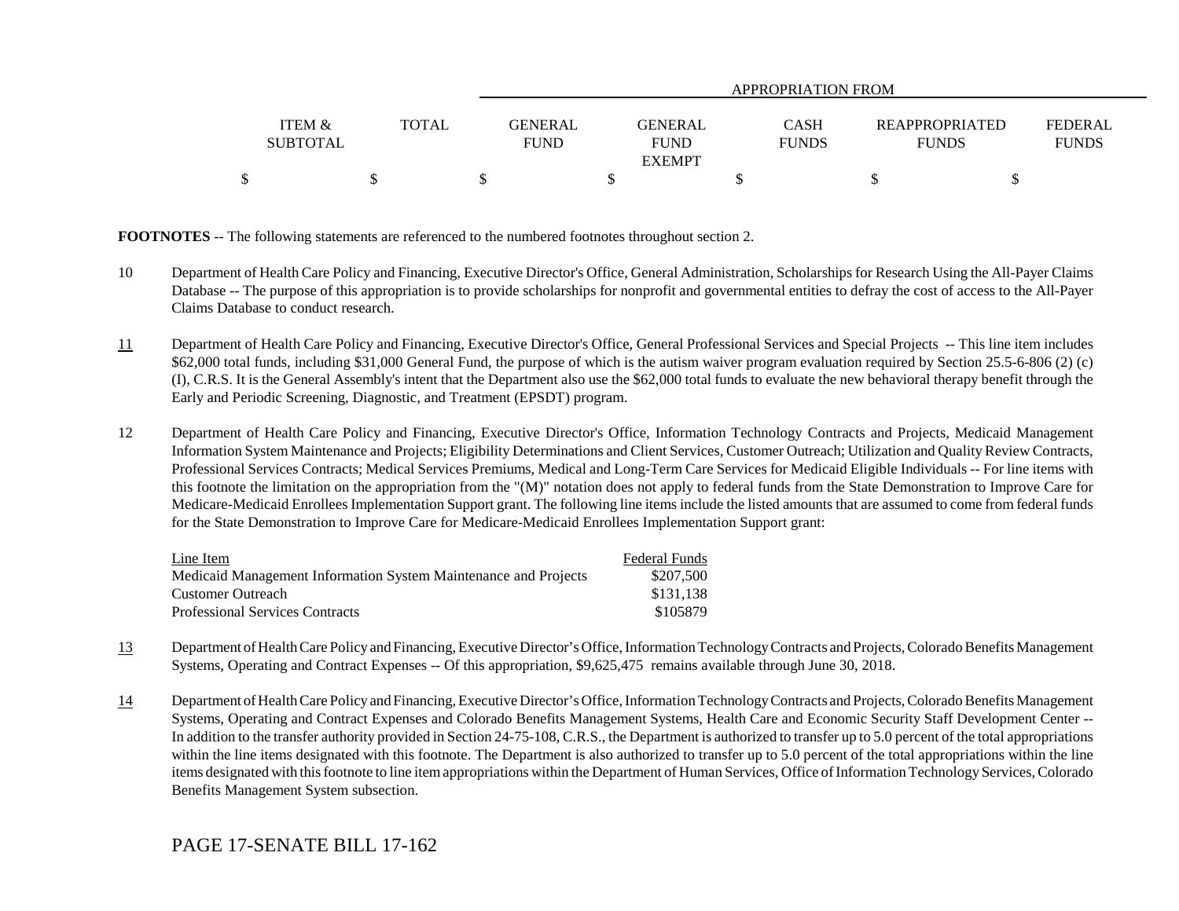| ITEM & SUBTOTAL | TOTAL | APPROPRIATION FROM GENERAL FUND | GENERAL FUND EXEMPT | CASH FUNDS | REAPPROPRIATED FUNDS | FEDERAL FUNDS |
|---|---|---|---|---|---|---|
| $ | $ | $ | $ | $ | $ | $ |

**FOOTNOTES** -- The following statements are referenced to the numbered footnotes throughout section 2.

10 Department of Health Care Policy and Financing, Executive Director's Office, General Administration, Scholarships for Research Using the All-Payer Claims Database -- The purpose of this appropriation is to provide scholarships for nonprofit and governmental entities to defray the cost of access to the All-Payer Claims Database to conduct research.

11 Department of Health Care Policy and Financing, Executive Director's Office, General Professional Services and Special Projects -- This line item includes $62,000 total funds, including $31,000 General Fund, the purpose of which is the autism waiver program evaluation required by Section 25.5-6-806 (2) (c) (I), C.R.S. It is the General Assembly's intent that the Department also use the $62,000 total funds to evaluate the new behavioral therapy benefit through the Early and Periodic Screening, Diagnostic, and Treatment (EPSDT) program.

12 Department of Health Care Policy and Financing, Executive Director's Office, Information Technology Contracts and Projects, Medicaid Management Information System Maintenance and Projects; Eligibility Determinations and Client Services, Customer Outreach; Utilization and Quality Review Contracts, Professional Services Contracts; Medical Services Premiums, Medical and Long-Term Care Services for Medicaid Eligible Individuals -- For line items with this footnote the limitation on the appropriation from the "(M)" notation does not apply to federal funds from the State Demonstration to Improve Care for Medicare-Medicaid Enrollees Implementation Support grant. The following line items include the listed amounts that are assumed to come from federal funds for the State Demonstration to Improve Care for Medicare-Medicaid Enrollees Implementation Support grant:

| Line Item | Federal Funds |
|---|---|
| Medicaid Management Information System Maintenance and Projects | $207,500 |
| Customer Outreach | $131,138 |
| Professional Services Contracts | $105879 |

13 Department of Health Care Policy and Financing, Executive Director's Office, Information Technology Contracts and Projects, Colorado Benefits Management Systems, Operating and Contract Expenses -- Of this appropriation, $9,625,475 remains available through June 30, 2018.

14 Department of Health Care Policy and Financing, Executive Director's Office, Information Technology Contracts and Projects, Colorado Benefits Management Systems, Operating and Contract Expenses and Colorado Benefits Management Systems, Health Care and Economic Security Staff Development Center -- In addition to the transfer authority provided in Section 24-75-108, C.R.S., the Department is authorized to transfer up to 5.0 percent of the total appropriations within the line items designated with this footnote. The Department is also authorized to transfer up to 5.0 percent of the total appropriations within the line items designated with this footnote to line item appropriations within the Department of Human Services, Office of Information Technology Services, Colorado Benefits Management System subsection.

PAGE 17-SENATE BILL 17-162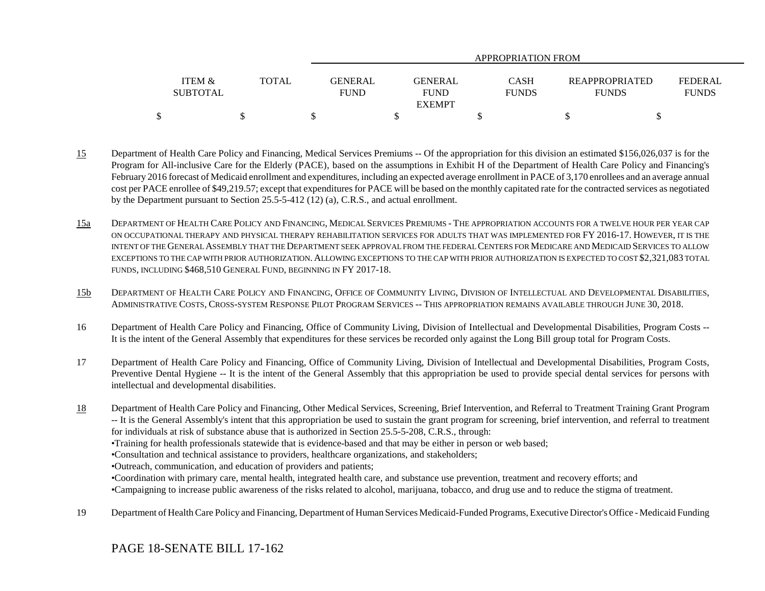| | ITEM & SUBTOTAL | TOTAL | GENERAL FUND | GENERAL FUND EXEMPT | CASH FUNDS | REAPPROPRIATED FUNDS | FEDERAL FUNDS |
|---|---|---|---|---|---|---|---|
| | | | APPROPRIATION FROM | | | | |
| | $ | $ | $ | $ | $ | $ | $ |

15 Department of Health Care Policy and Financing, Medical Services Premiums -- Of the appropriation for this division an estimated $156,026,037 is for the Program for All-inclusive Care for the Elderly (PACE), based on the assumptions in Exhibit H of the Department of Health Care Policy and Financing's February 2016 forecast of Medicaid enrollment and expenditures, including an expected average enrollment in PACE of 3,170 enrollees and an average annual cost per PACE enrollee of $49,219.57; except that expenditures for PACE will be based on the monthly capitated rate for the contracted services as negotiated by the Department pursuant to Section 25.5-5-412 (12) (a), C.R.S., and actual enrollment.

15a DEPARTMENT OF HEALTH CARE POLICY AND FINANCING, MEDICAL SERVICES PREMIUMS - THE APPROPRIATION ACCOUNTS FOR A TWELVE HOUR PER YEAR CAP ON OCCUPATIONAL THERAPY AND PHYSICAL THERAPY REHABILITATION SERVICES FOR ADULTS THAT WAS IMPLEMENTED FOR FY 2016-17. HOWEVER, IT IS THE INTENT OF THE GENERAL ASSEMBLY THAT THE DEPARTMENT SEEK APPROVAL FROM THE FEDERAL CENTERS FOR MEDICARE AND MEDICAID SERVICES TO ALLOW EXCEPTIONS TO THE CAP WITH PRIOR AUTHORIZATION. ALLOWING EXCEPTIONS TO THE CAP WITH PRIOR AUTHORIZATION IS EXPECTED TO COST $2,321,083 TOTAL FUNDS, INCLUDING $468,510 GENERAL FUND, BEGINNING IN FY 2017-18.

15b DEPARTMENT OF HEALTH CARE POLICY AND FINANCING, OFFICE OF COMMUNITY LIVING, DIVISION OF INTELLECTUAL AND DEVELOPMENTAL DISABILITIES, ADMINISTRATIVE COSTS, CROSS-SYSTEM RESPONSE PILOT PROGRAM SERVICES -- THIS APPROPRIATION REMAINS AVAILABLE THROUGH JUNE 30, 2018.

16 Department of Health Care Policy and Financing, Office of Community Living, Division of Intellectual and Developmental Disabilities, Program Costs -- It is the intent of the General Assembly that expenditures for these services be recorded only against the Long Bill group total for Program Costs.

17 Department of Health Care Policy and Financing, Office of Community Living, Division of Intellectual and Developmental Disabilities, Program Costs, Preventive Dental Hygiene -- It is the intent of the General Assembly that this appropriation be used to provide special dental services for persons with intellectual and developmental disabilities.

18 Department of Health Care Policy and Financing, Other Medical Services, Screening, Brief Intervention, and Referral to Treatment Training Grant Program -- It is the General Assembly's intent that this appropriation be used to sustain the grant program for screening, brief intervention, and referral to treatment for individuals at risk of substance abuse that is authorized in Section 25.5-5-208, C.R.S., through:

- Training for health professionals statewide that is evidence-based and that may be either in person or web based;
- Consultation and technical assistance to providers, healthcare organizations, and stakeholders;
- Outreach, communication, and education of providers and patients;
- Coordination with primary care, mental health, integrated health care, and substance use prevention, treatment and recovery efforts; and
- Campaigning to increase public awareness of the risks related to alcohol, marijuana, tobacco, and drug use and to reduce the stigma of treatment.

19 Department of Health Care Policy and Financing, Department of Human Services Medicaid-Funded Programs, Executive Director's Office - Medicaid Funding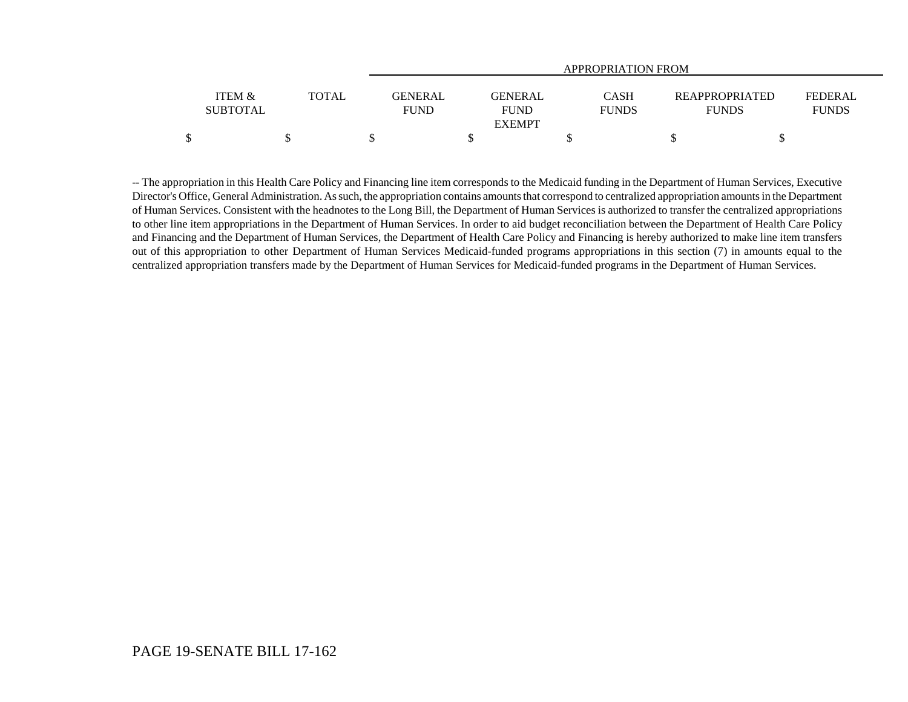| ITEM & SUBTOTAL | TOTAL | APPROPRIATION FROM GENERAL FUND | GENERAL FUND EXEMPT | CASH FUNDS | REAPPROPRIATED FUNDS | FEDERAL FUNDS |
|---|---|---|---|---|---|---|
| $ | $ | $ | $ | $ | $ | $ |

-- The appropriation in this Health Care Policy and Financing line item corresponds to the Medicaid funding in the Department of Human Services, Executive Director's Office, General Administration. As such, the appropriation contains amounts that correspond to centralized appropriation amounts in the Department of Human Services. Consistent with the headnotes to the Long Bill, the Department of Human Services is authorized to transfer the centralized appropriations to other line item appropriations in the Department of Human Services. In order to aid budget reconciliation between the Department of Health Care Policy and Financing and the Department of Human Services, the Department of Health Care Policy and Financing is hereby authorized to make line item transfers out of this appropriation to other Department of Human Services Medicaid-funded programs appropriations in this section (7) in amounts equal to the centralized appropriation transfers made by the Department of Human Services for Medicaid-funded programs in the Department of Human Services.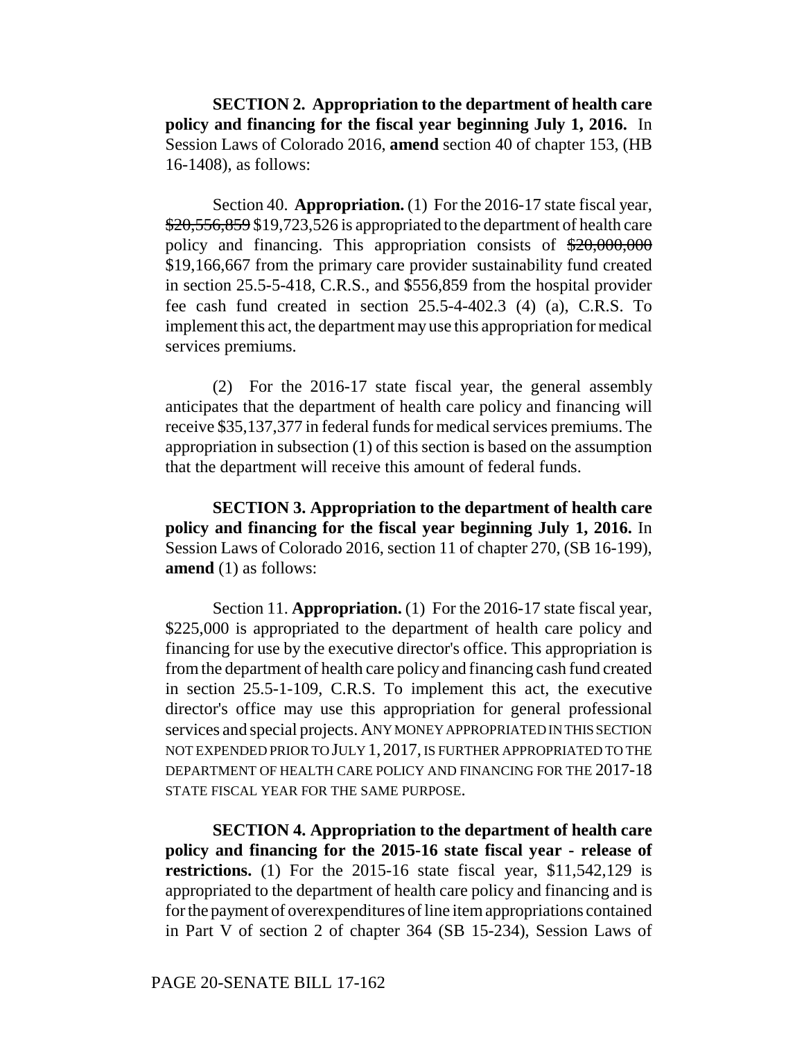**SECTION 2. Appropriation to the department of health care policy and financing for the fiscal year beginning July 1, 2016.** In Session Laws of Colorado 2016, **amend** section 40 of chapter 153, (HB 16-1408), as follows:

Section 40. **Appropriation.** (1) For the 2016-17 state fiscal year, ~~$20,556,859~~ $19,723,526 is appropriated to the department of health care policy and financing. This appropriation consists of ~~$20,000,000~~ $19,166,667 from the primary care provider sustainability fund created in section 25.5-5-418, C.R.S., and $556,859 from the hospital provider fee cash fund created in section 25.5-4-402.3 (4) (a), C.R.S. To implement this act, the department may use this appropriation for medical services premiums.

(2) For the 2016-17 state fiscal year, the general assembly anticipates that the department of health care policy and financing will receive $35,137,377 in federal funds for medical services premiums. The appropriation in subsection (1) of this section is based on the assumption that the department will receive this amount of federal funds.

**SECTION 3. Appropriation to the department of health care policy and financing for the fiscal year beginning July 1, 2016.** In Session Laws of Colorado 2016, section 11 of chapter 270, (SB 16-199), **amend** (1) as follows:

Section 11. **Appropriation.** (1) For the 2016-17 state fiscal year, $225,000 is appropriated to the department of health care policy and financing for use by the executive director's office. This appropriation is from the department of health care policy and financing cash fund created in section 25.5-1-109, C.R.S. To implement this act, the executive director's office may use this appropriation for general professional services and special projects. ANY MONEY APPROPRIATED IN THIS SECTION NOT EXPENDED PRIOR TO JULY 1, 2017, IS FURTHER APPROPRIATED TO THE DEPARTMENT OF HEALTH CARE POLICY AND FINANCING FOR THE 2017-18 STATE FISCAL YEAR FOR THE SAME PURPOSE.

**SECTION 4. Appropriation to the department of health care policy and financing for the 2015-16 state fiscal year - release of restrictions.** (1) For the 2015-16 state fiscal year, $11,542,129 is appropriated to the department of health care policy and financing and is for the payment of overexpenditures of line item appropriations contained in Part V of section 2 of chapter 364 (SB 15-234), Session Laws of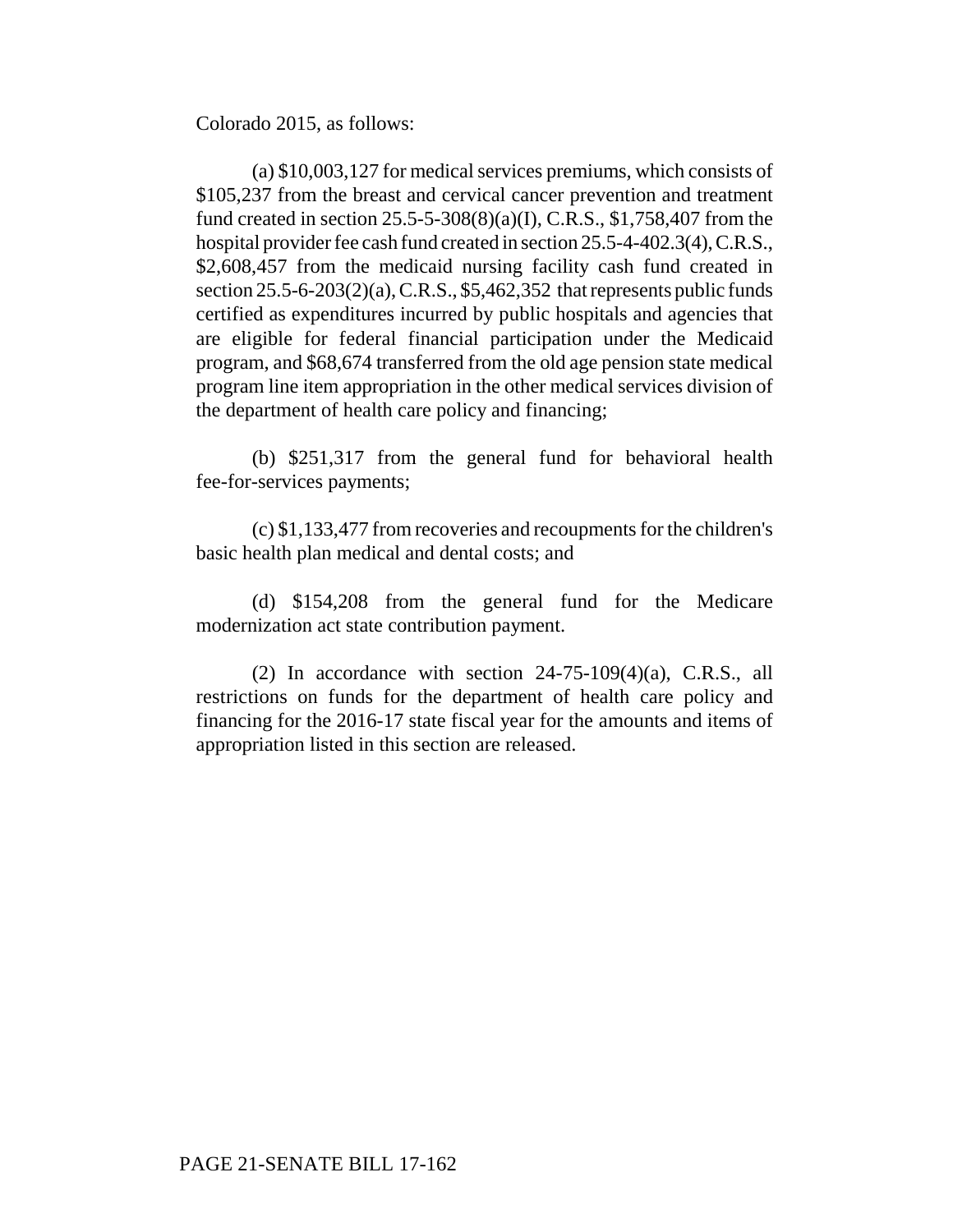Colorado 2015, as follows:

(a) $10,003,127 for medical services premiums, which consists of $105,237 from the breast and cervical cancer prevention and treatment fund created in section 25.5-5-308(8)(a)(I), C.R.S., $1,758,407 from the hospital provider fee cash fund created in section 25.5-4-402.3(4), C.R.S., $2,608,457 from the medicaid nursing facility cash fund created in section 25.5-6-203(2)(a), C.R.S., $5,462,352 that represents public funds certified as expenditures incurred by public hospitals and agencies that are eligible for federal financial participation under the Medicaid program, and $68,674 transferred from the old age pension state medical program line item appropriation in the other medical services division of the department of health care policy and financing;

(b) $251,317 from the general fund for behavioral health fee-for-services payments;

(c) $1,133,477 from recoveries and recoupments for the children's basic health plan medical and dental costs; and

(d) $154,208 from the general fund for the Medicare modernization act state contribution payment.

(2) In accordance with section 24-75-109(4)(a), C.R.S., all restrictions on funds for the department of health care policy and financing for the 2016-17 state fiscal year for the amounts and items of appropriation listed in this section are released.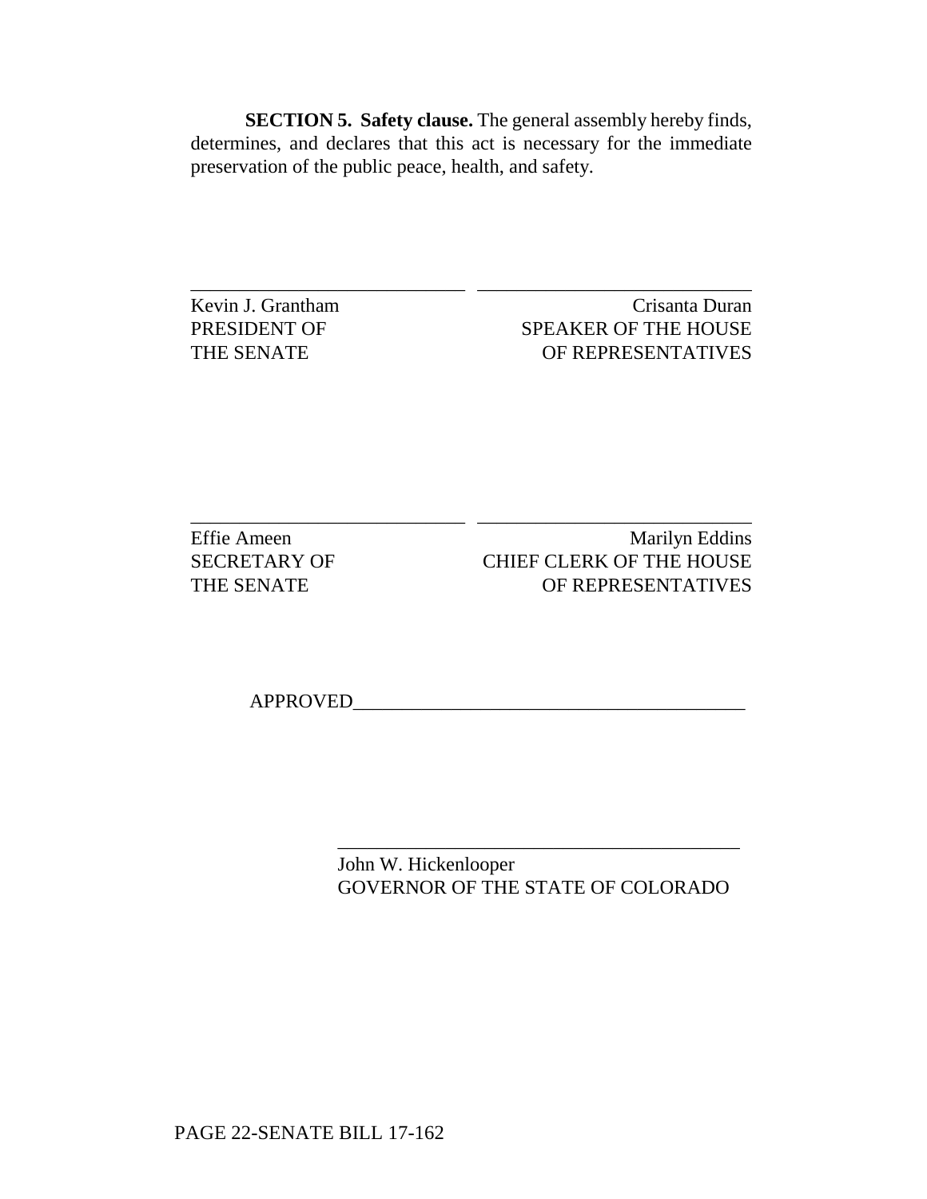**SECTION 5. Safety clause.** The general assembly hereby finds, determines, and declares that this act is necessary for the immediate preservation of the public peace, health, and safety.

| | |
|---|---|
| Kevin J. Grantham<br>PRESIDENT OF<br>THE SENATE | Crisanta Duran<br>SPEAKER OF THE HOUSE<br>OF REPRESENTATIVES |
| Effie Ameen<br>SECRETARY OF<br>THE SENATE | Marilyn Eddins<br>CHIEF CLERK OF THE HOUSE<br>OF REPRESENTATIVES |

APPROVED________________________________________

John W. Hickenlooper
GOVERNOR OF THE STATE OF COLORADO

PAGE 22-SENATE BILL 17-162